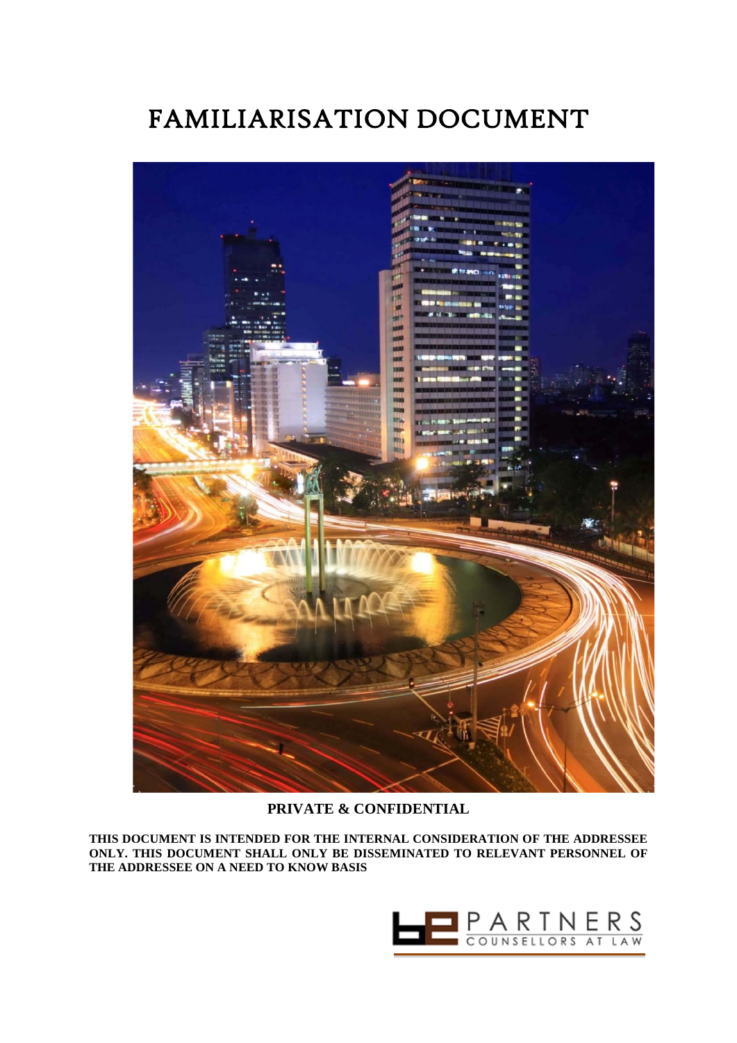# FAMILIARISATION DOCUMENT

**PRIVATE & CONFIDENTIAL**

**THIS DOCUMENT IS INTENDED FOR THE INTERNAL CONSIDERATION OF THE ADDRESSEE ONLY. THIS DOCUMENT SHALL ONLY BE DISSEMINATED TO RELEVANT PERSONNEL OF THE ADDRESSEE ON A NEED TO KNOW BASIS**

PARTNERS
COUNSELLORS AT LAW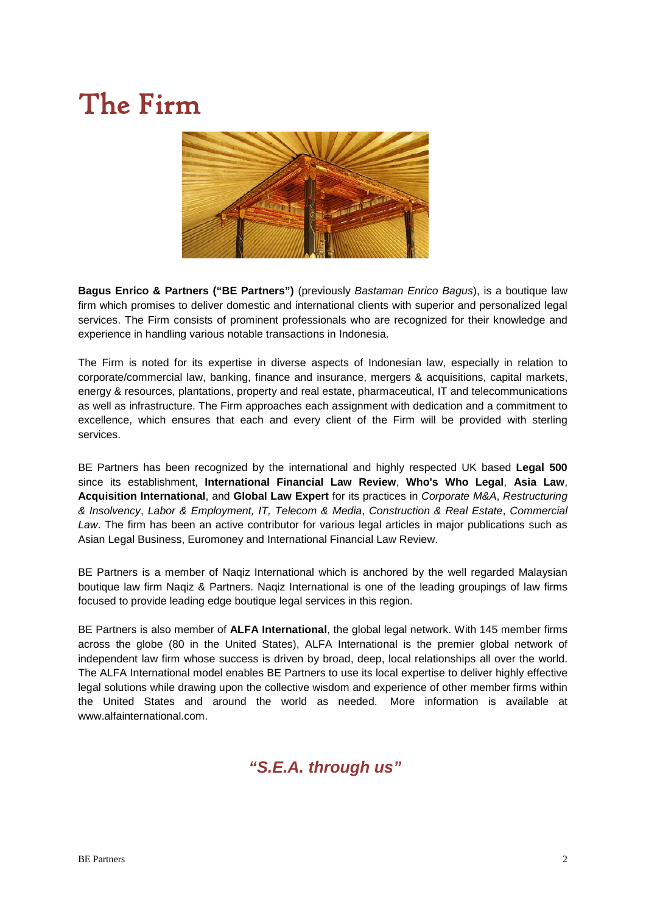# The Firm

**Bagus Enrico & Partners ("BE Partners")** (previously *Bastaman Enrico Bagus*), is a boutique law firm which promises to deliver domestic and international clients with superior and personalized legal services. The Firm consists of prominent professionals who are recognized for their knowledge and experience in handling various notable transactions in Indonesia.

The Firm is noted for its expertise in diverse aspects of Indonesian law, especially in relation to corporate/commercial law, banking, finance and insurance, mergers & acquisitions, capital markets, energy & resources, plantations, property and real estate, pharmaceutical, IT and telecommunications as well as infrastructure. The Firm approaches each assignment with dedication and a commitment to excellence, which ensures that each and every client of the Firm will be provided with sterling services.

BE Partners has been recognized by the international and highly respected UK based **Legal 500** since its establishment, **International Financial Law Review**, **Who's Who Legal**, **Asia Law**, **Acquisition International**, and **Global Law Expert** for its practices in *Corporate M&A*, *Restructuring & Insolvency*, *Labor & Employment, IT, Telecom & Media*, *Construction & Real Estate*, *Commercial Law*. The firm has been an active contributor for various legal articles in major publications such as Asian Legal Business, Euromoney and International Financial Law Review.

BE Partners is a member of Naqiz International which is anchored by the well regarded Malaysian boutique law firm Naqiz & Partners. Naqiz International is one of the leading groupings of law firms focused to provide leading edge boutique legal services in this region.

BE Partners is also member of **ALFA International**, the global legal network. With 145 member firms across the globe (80 in the United States), ALFA International is the premier global network of independent law firm whose success is driven by broad, deep, local relationships all over the world. The ALFA International model enables BE Partners to use its local expertise to deliver highly effective legal solutions while drawing upon the collective wisdom and experience of other member firms within the United States and around the world as needed. More information is available at www.alfainternational.com.

***"S.E.A. through us"***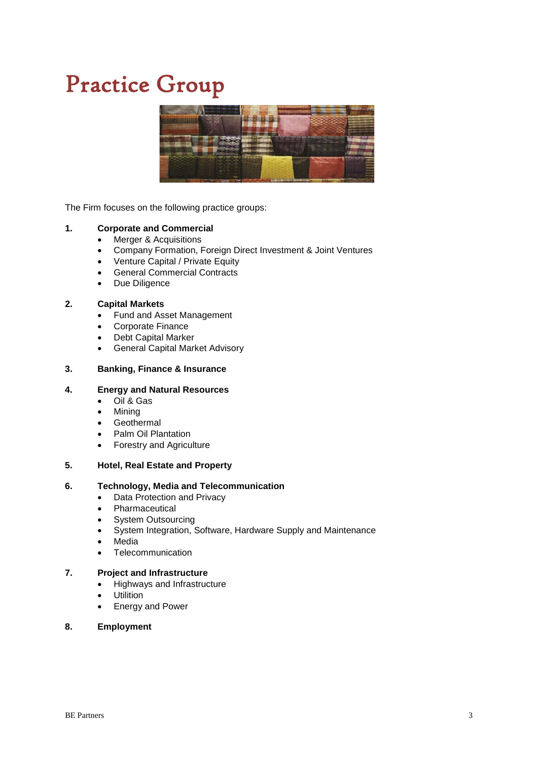# Practice Group

The Firm focuses on the following practice groups:

**1. Corporate and Commercial**

- Merger & Acquisitions
- Company Formation, Foreign Direct Investment & Joint Ventures
- Venture Capital / Private Equity
- General Commercial Contracts
- Due Diligence

**2. Capital Markets**

- Fund and Asset Management
- Corporate Finance
- Debt Capital Marker
- General Capital Market Advisory

**3. Banking, Finance & Insurance**

**4. Energy and Natural Resources**

- Oil & Gas
- Mining
- Geothermal
- Palm Oil Plantation
- Forestry and Agriculture

**5. Hotel, Real Estate and Property**

**6. Technology, Media and Telecommunication**

- Data Protection and Privacy
- Pharmaceutical
- System Outsourcing
- System Integration, Software, Hardware Supply and Maintenance
- Media
- Telecommunication

**7. Project and Infrastructure**

- Highways and Infrastructure
- Utilition
- Energy and Power

**8. Employment**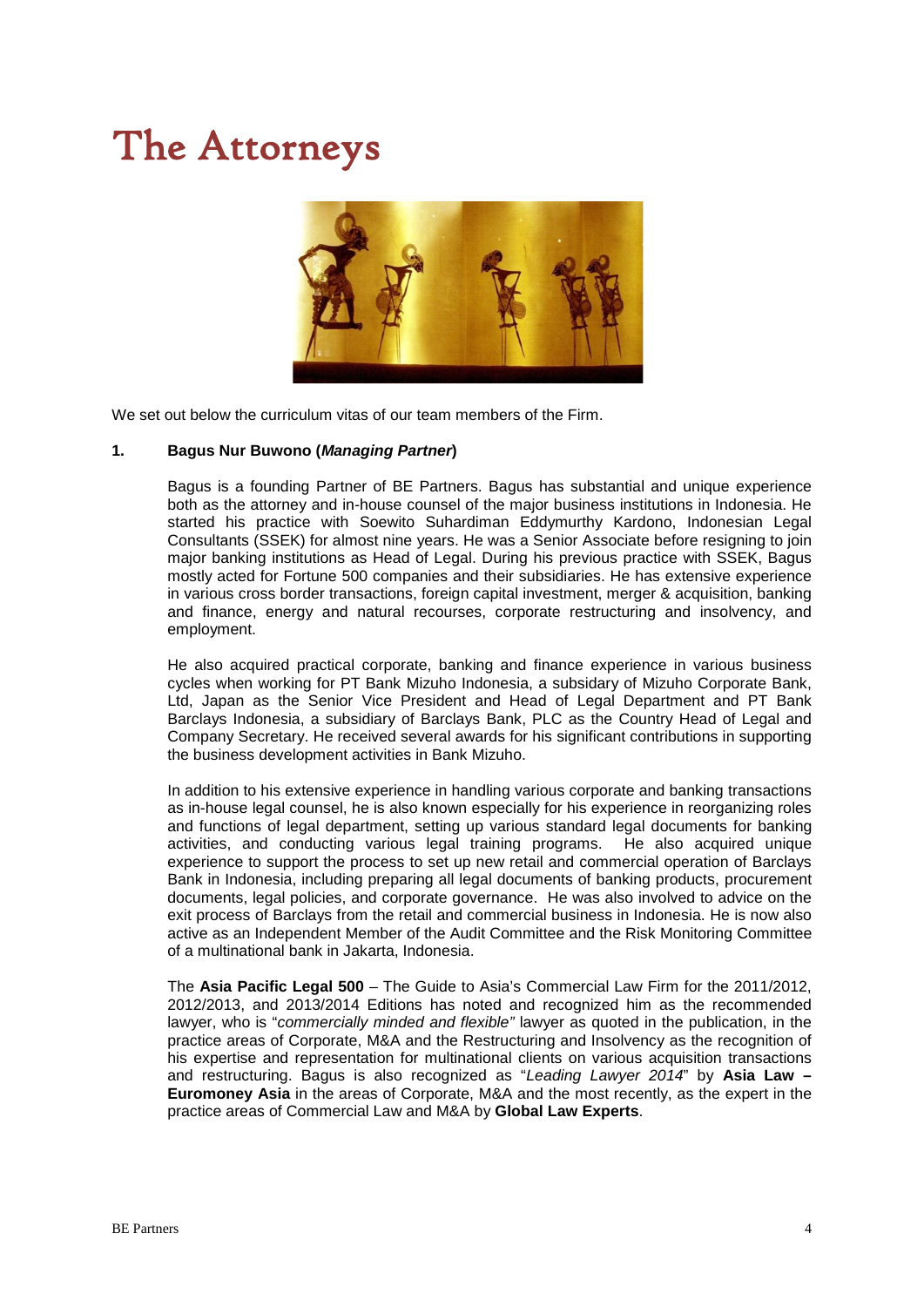# The Attorneys

We set out below the curriculum vitas of our team members of the Firm.

**1. Bagus Nur Buwono (*Managing Partner*)**

Bagus is a founding Partner of BE Partners. Bagus has substantial and unique experience both as the attorney and in-house counsel of the major business institutions in Indonesia. He started his practice with Soewito Suhardiman Eddymurthy Kardono, Indonesian Legal Consultants (SSEK) for almost nine years. He was a Senior Associate before resigning to join major banking institutions as Head of Legal. During his previous practice with SSEK, Bagus mostly acted for Fortune 500 companies and their subsidiaries. He has extensive experience in various cross border transactions, foreign capital investment, merger & acquisition, banking and finance, energy and natural recourses, corporate restructuring and insolvency, and employment.

He also acquired practical corporate, banking and finance experience in various business cycles when working for PT Bank Mizuho Indonesia, a subsidary of Mizuho Corporate Bank, Ltd, Japan as the Senior Vice President and Head of Legal Department and PT Bank Barclays Indonesia, a subsidiary of Barclays Bank, PLC as the Country Head of Legal and Company Secretary. He received several awards for his significant contributions in supporting the business development activities in Bank Mizuho.

In addition to his extensive experience in handling various corporate and banking transactions as in-house legal counsel, he is also known especially for his experience in reorganizing roles and functions of legal department, setting up various standard legal documents for banking activities, and conducting various legal training programs. He also acquired unique experience to support the process to set up new retail and commercial operation of Barclays Bank in Indonesia, including preparing all legal documents of banking products, procurement documents, legal policies, and corporate governance. He was also involved to advice on the exit process of Barclays from the retail and commercial business in Indonesia. He is now also active as an Independent Member of the Audit Committee and the Risk Monitoring Committee of a multinational bank in Jakarta, Indonesia.

The **Asia Pacific Legal 500** – The Guide to Asia's Commercial Law Firm for the 2011/2012, 2012/2013, and 2013/2014 Editions has noted and recognized him as the recommended lawyer, who is "*commercially minded and flexible"* lawyer as quoted in the publication, in the practice areas of Corporate, M&A and the Restructuring and Insolvency as the recognition of his expertise and representation for multinational clients on various acquisition transactions and restructuring. Bagus is also recognized as "*Leading Lawyer 2014*" by **Asia Law – Euromoney Asia** in the areas of Corporate, M&A and the most recently, as the expert in the practice areas of Commercial Law and M&A by **Global Law Experts**.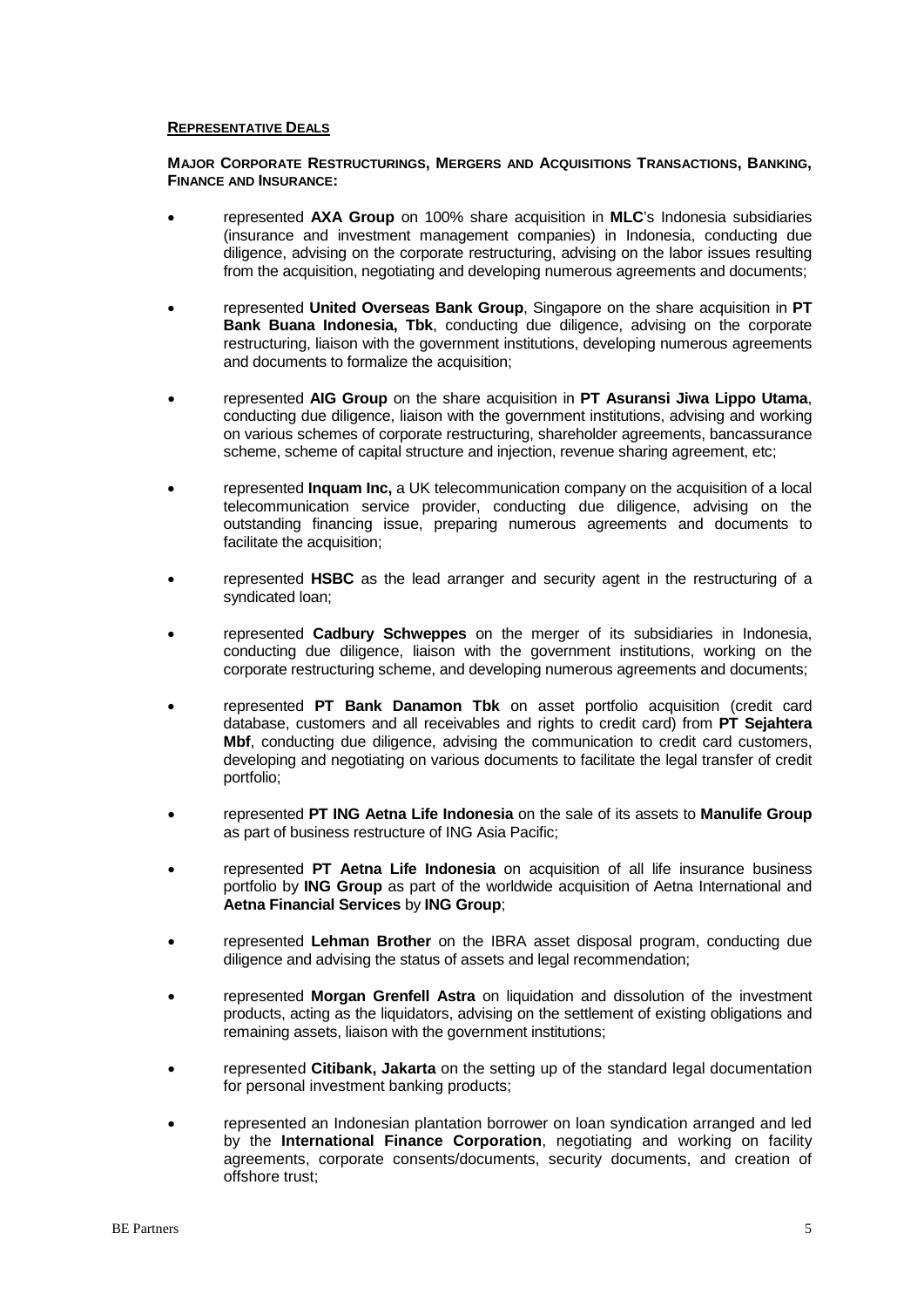## **REPRESENTATIVE DEALS**

**MAJOR CORPORATE RESTRUCTURINGS, MERGERS AND ACQUISITIONS TRANSACTIONS, BANKING, FINANCE AND INSURANCE:**

- represented **AXA Group** on 100% share acquisition in **MLC**'s Indonesia subsidiaries (insurance and investment management companies) in Indonesia, conducting due diligence, advising on the corporate restructuring, advising on the labor issues resulting from the acquisition, negotiating and developing numerous agreements and documents;

- represented **United Overseas Bank Group**, Singapore on the share acquisition in **PT Bank Buana Indonesia, Tbk**, conducting due diligence, advising on the corporate restructuring, liaison with the government institutions, developing numerous agreements and documents to formalize the acquisition;

- represented **AIG Group** on the share acquisition in **PT Asuransi Jiwa Lippo Utama**, conducting due diligence, liaison with the government institutions, advising and working on various schemes of corporate restructuring, shareholder agreements, bancassurance scheme, scheme of capital structure and injection, revenue sharing agreement, etc;

- represented **Inquam Inc,** a UK telecommunication company on the acquisition of a local telecommunication service provider, conducting due diligence, advising on the outstanding financing issue, preparing numerous agreements and documents to facilitate the acquisition;

- represented **HSBC** as the lead arranger and security agent in the restructuring of a syndicated loan;

- represented **Cadbury Schweppes** on the merger of its subsidiaries in Indonesia, conducting due diligence, liaison with the government institutions, working on the corporate restructuring scheme, and developing numerous agreements and documents;

- represented **PT Bank Danamon Tbk** on asset portfolio acquisition (credit card database, customers and all receivables and rights to credit card) from **PT Sejahtera Mbf**, conducting due diligence, advising the communication to credit card customers, developing and negotiating on various documents to facilitate the legal transfer of credit portfolio;

- represented **PT ING Aetna Life Indonesia** on the sale of its assets to **Manulife Group** as part of business restructure of ING Asia Pacific;

- represented **PT Aetna Life Indonesia** on acquisition of all life insurance business portfolio by **ING Group** as part of the worldwide acquisition of Aetna International and **Aetna Financial Services** by **ING Group**;

- represented **Lehman Brother** on the IBRA asset disposal program, conducting due diligence and advising the status of assets and legal recommendation;

- represented **Morgan Grenfell Astra** on liquidation and dissolution of the investment products, acting as the liquidators, advising on the settlement of existing obligations and remaining assets, liaison with the government institutions;

- represented **Citibank, Jakarta** on the setting up of the standard legal documentation for personal investment banking products;

- represented an Indonesian plantation borrower on loan syndication arranged and led by the **International Finance Corporation**, negotiating and working on facility agreements, corporate consents/documents, security documents, and creation of offshore trust;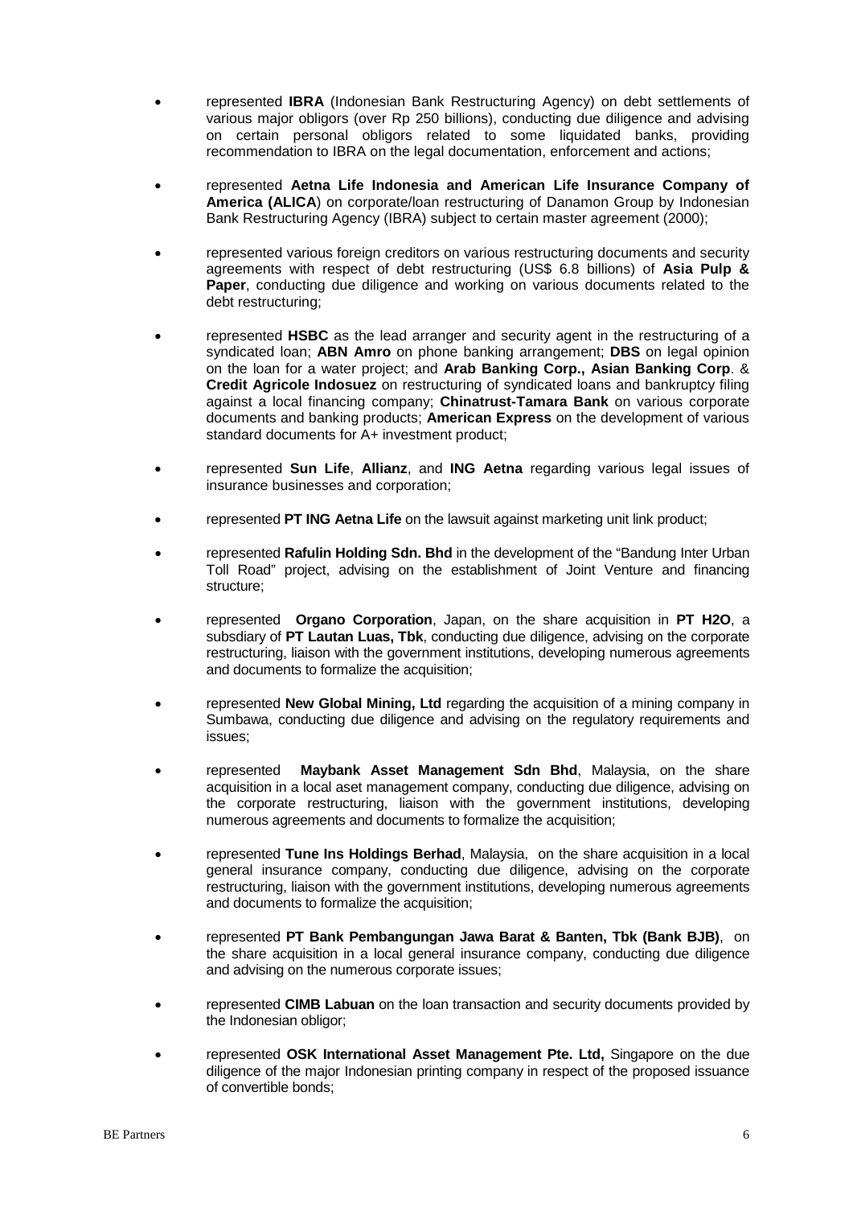- represented **IBRA** (Indonesian Bank Restructuring Agency) on debt settlements of various major obligors (over Rp 250 billions), conducting due diligence and advising on certain personal obligors related to some liquidated banks, providing recommendation to IBRA on the legal documentation, enforcement and actions;

- represented **Aetna Life Indonesia and American Life Insurance Company of America (ALICA**) on corporate/loan restructuring of Danamon Group by Indonesian Bank Restructuring Agency (IBRA) subject to certain master agreement (2000);

- represented various foreign creditors on various restructuring documents and security agreements with respect of debt restructuring (US$ 6.8 billions) of **Asia Pulp & Paper**, conducting due diligence and working on various documents related to the debt restructuring;

- represented **HSBC** as the lead arranger and security agent in the restructuring of a syndicated loan; **ABN Amro** on phone banking arrangement; **DBS** on legal opinion on the loan for a water project; and **Arab Banking Corp., Asian Banking Corp**. & **Credit Agricole Indosuez** on restructuring of syndicated loans and bankruptcy filing against a local financing company; **Chinatrust-Tamara Bank** on various corporate documents and banking products; **American Express** on the development of various standard documents for A+ investment product;

- represented **Sun Life**, **Allianz**, and **ING Aetna** regarding various legal issues of insurance businesses and corporation;

- represented **PT ING Aetna Life** on the lawsuit against marketing unit link product;

- represented **Rafulin Holding Sdn. Bhd** in the development of the "Bandung Inter Urban Toll Road" project, advising on the establishment of Joint Venture and financing structure;

- represented **Organo Corporation**, Japan, on the share acquisition in **PT H2O**, a subsdiary of **PT Lautan Luas, Tbk**, conducting due diligence, advising on the corporate restructuring, liaison with the government institutions, developing numerous agreements and documents to formalize the acquisition;

- represented **New Global Mining, Ltd** regarding the acquisition of a mining company in Sumbawa, conducting due diligence and advising on the regulatory requirements and issues;

- represented **Maybank Asset Management Sdn Bhd**, Malaysia, on the share acquisition in a local aset management company, conducting due diligence, advising on the corporate restructuring, liaison with the government institutions, developing numerous agreements and documents to formalize the acquisition;

- represented **Tune Ins Holdings Berhad**, Malaysia, on the share acquisition in a local general insurance company, conducting due diligence, advising on the corporate restructuring, liaison with the government institutions, developing numerous agreements and documents to formalize the acquisition;

- represented **PT Bank Pembangungan Jawa Barat & Banten, Tbk (Bank BJB)**, on the share acquisition in a local general insurance company, conducting due diligence and advising on the numerous corporate issues;

- represented **CIMB Labuan** on the loan transaction and security documents provided by the Indonesian obligor;

- represented **OSK International Asset Management Pte. Ltd,** Singapore on the due diligence of the major Indonesian printing company in respect of the proposed issuance of convertible bonds;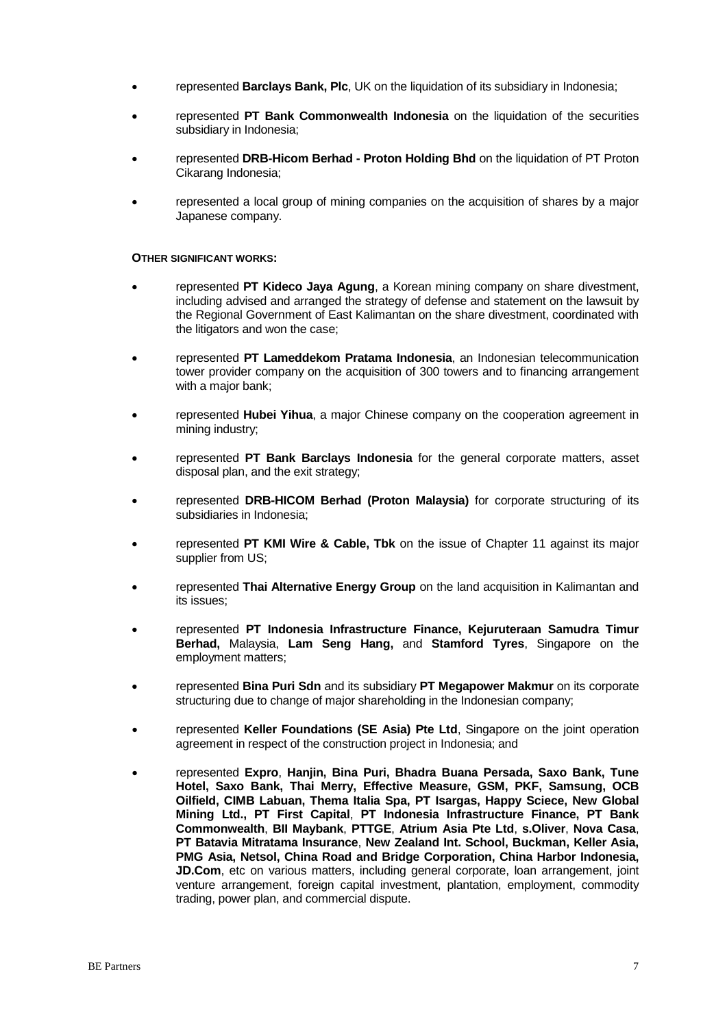- represented **Barclays Bank, Plc**, UK on the liquidation of its subsidiary in Indonesia;
- represented **PT Bank Commonwealth Indonesia** on the liquidation of the securities subsidiary in Indonesia;
- represented **DRB-Hicom Berhad - Proton Holding Bhd** on the liquidation of PT Proton Cikarang Indonesia;
- represented a local group of mining companies on the acquisition of shares by a major Japanese company.

**OTHER SIGNIFICANT WORKS:**

- represented **PT Kideco Jaya Agung**, a Korean mining company on share divestment, including advised and arranged the strategy of defense and statement on the lawsuit by the Regional Government of East Kalimantan on the share divestment, coordinated with the litigators and won the case;
- represented **PT Lameddekom Pratama Indonesia**, an Indonesian telecommunication tower provider company on the acquisition of 300 towers and to financing arrangement with a major bank;
- represented **Hubei Yihua**, a major Chinese company on the cooperation agreement in mining industry;
- represented **PT Bank Barclays Indonesia** for the general corporate matters, asset disposal plan, and the exit strategy;
- represented **DRB-HICOM Berhad (Proton Malaysia)** for corporate structuring of its subsidiaries in Indonesia;
- represented **PT KMI Wire & Cable, Tbk** on the issue of Chapter 11 against its major supplier from US;
- represented **Thai Alternative Energy Group** on the land acquisition in Kalimantan and its issues;
- represented **PT Indonesia Infrastructure Finance, Kejuruteraan Samudra Timur Berhad,** Malaysia, **Lam Seng Hang,** and **Stamford Tyres**, Singapore on the employment matters;
- represented **Bina Puri Sdn** and its subsidiary **PT Megapower Makmur** on its corporate structuring due to change of major shareholding in the Indonesian company;
- represented **Keller Foundations (SE Asia) Pte Ltd**, Singapore on the joint operation agreement in respect of the construction project in Indonesia; and
- represented **Expro**, **Hanjin, Bina Puri, Bhadra Buana Persada, Saxo Bank, Tune Hotel, Saxo Bank, Thai Merry, Effective Measure, GSM, PKF, Samsung, OCB Oilfield, CIMB Labuan, Thema Italia Spa, PT Isargas, Happy Sciece, New Global Mining Ltd., PT First Capital**, **PT Indonesia Infrastructure Finance, PT Bank Commonwealth**, **BII Maybank**, **PTTGE**, **Atrium Asia Pte Ltd**, **s.Oliver**, **Nova Casa**, **PT Batavia Mitratama Insurance**, **New Zealand Int. School, Buckman, Keller Asia, PMG Asia, Netsol, China Road and Bridge Corporation, China Harbor Indonesia, JD.Com**, etc on various matters, including general corporate, loan arrangement, joint venture arrangement, foreign capital investment, plantation, employment, commodity trading, power plan, and commercial dispute.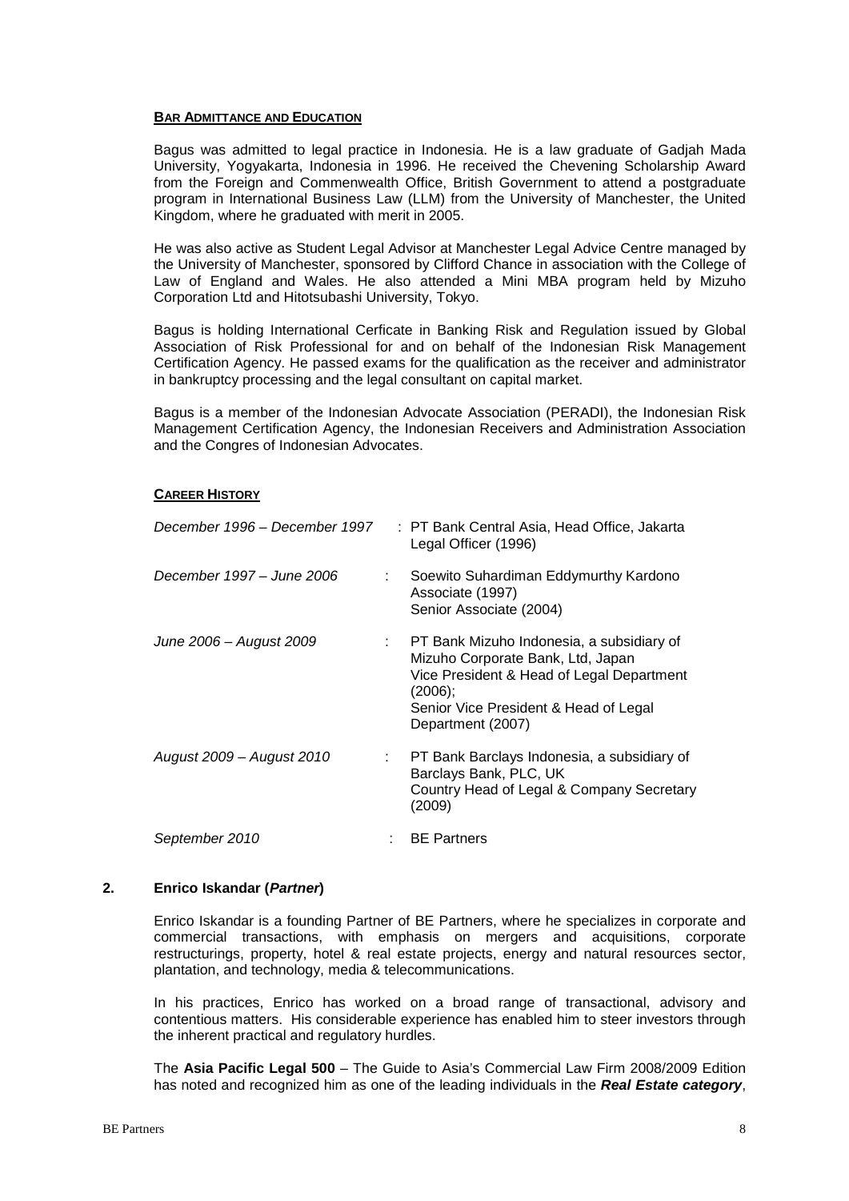**BAR ADMITTANCE AND EDUCATION**

Bagus was admitted to legal practice in Indonesia. He is a law graduate of Gadjah Mada University, Yogyakarta, Indonesia in 1996. He received the Chevening Scholarship Award from the Foreign and Commenwealth Office, British Government to attend a postgraduate program in International Business Law (LLM) from the University of Manchester, the United Kingdom, where he graduated with merit in 2005.

He was also active as Student Legal Advisor at Manchester Legal Advice Centre managed by the University of Manchester, sponsored by Clifford Chance in association with the College of Law of England and Wales. He also attended a Mini MBA program held by Mizuho Corporation Ltd and Hitotsubashi University, Tokyo.

Bagus is holding International Cerficate in Banking Risk and Regulation issued by Global Association of Risk Professional for and on behalf of the Indonesian Risk Management Certification Agency. He passed exams for the qualification as the receiver and administrator in bankruptcy processing and the legal consultant on capital market.

Bagus is a member of the Indonesian Advocate Association (PERADI), the Indonesian Risk Management Certification Agency, the Indonesian Receivers and Administration Association and the Congres of Indonesian Advocates.

**CAREER HISTORY**

| | |
|---|---|
| *December 1996 – December 1997* | : PT Bank Central Asia, Head Office, Jakarta<br>Legal Officer (1996) |
| *December 1997 – June 2006* | : Soewito Suhardiman Eddymurthy Kardono<br>Associate (1997)<br>Senior Associate (2004) |
| *June 2006 – August 2009* | : PT Bank Mizuho Indonesia, a subsidiary of Mizuho Corporate Bank, Ltd, Japan<br>Vice President & Head of Legal Department (2006);<br>Senior Vice President & Head of Legal Department (2007) |
| *August 2009 – August 2010* | : PT Bank Barclays Indonesia, a subsidiary of Barclays Bank, PLC, UK<br>Country Head of Legal & Company Secretary (2009) |
| *September 2010* | : BE Partners |

**2. Enrico Iskandar (*Partner*)**

Enrico Iskandar is a founding Partner of BE Partners, where he specializes in corporate and commercial transactions, with emphasis on mergers and acquisitions, corporate restructurings, property, hotel & real estate projects, energy and natural resources sector, plantation, and technology, media & telecommunications.

In his practices, Enrico has worked on a broad range of transactional, advisory and contentious matters. His considerable experience has enabled him to steer investors through the inherent practical and regulatory hurdles.

The **Asia Pacific Legal 500** – The Guide to Asia's Commercial Law Firm 2008/2009 Edition has noted and recognized him as one of the leading individuals in the ***Real Estate category***,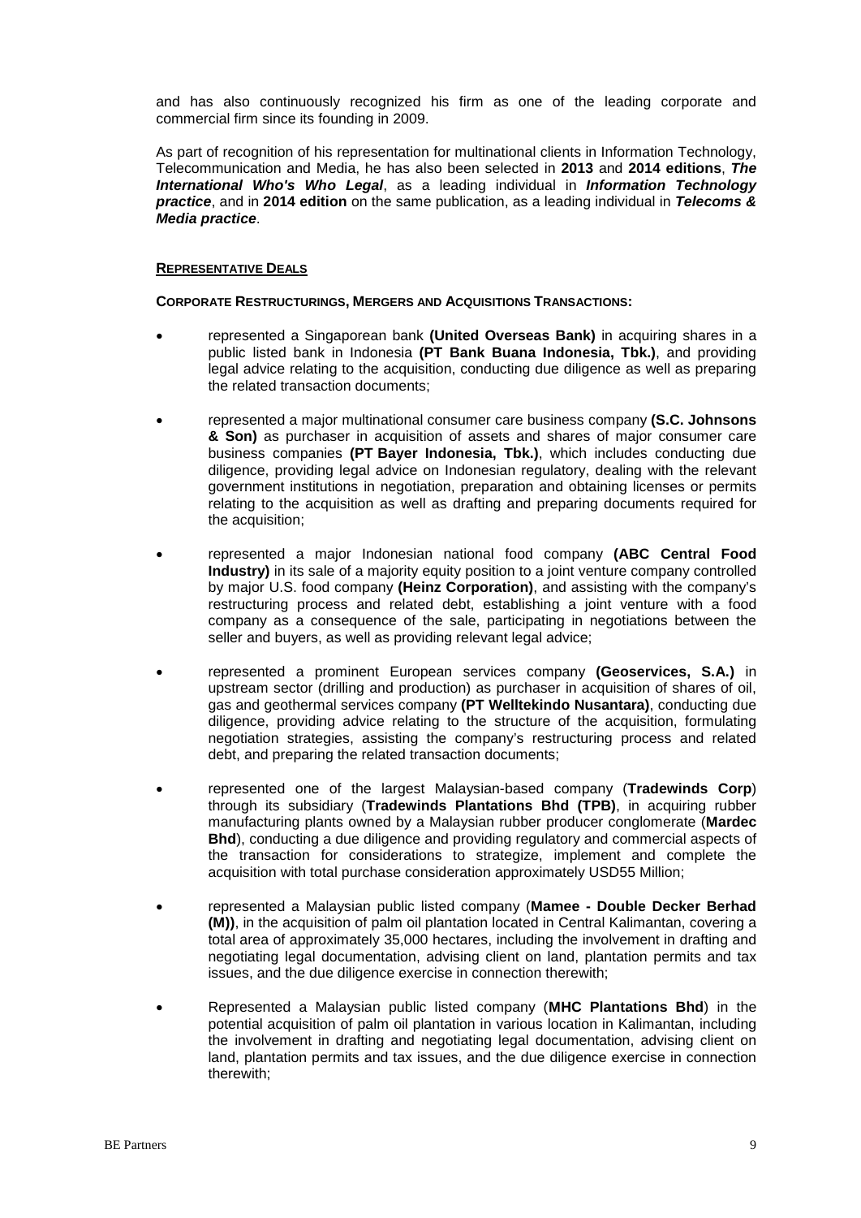and has also continuously recognized his firm as one of the leading corporate and commercial firm since its founding in 2009.

As part of recognition of his representation for multinational clients in Information Technology, Telecommunication and Media, he has also been selected in **2013** and **2014 editions**, ***The International Who's Who Legal***, as a leading individual in ***Information Technology practice***, and in **2014 edition** on the same publication, as a leading individual in ***Telecoms & Media practice***.

## REPRESENTATIVE DEALS

### CORPORATE RESTRUCTURINGS, MERGERS AND ACQUISITIONS TRANSACTIONS:

- represented a Singaporean bank **(United Overseas Bank)** in acquiring shares in a public listed bank in Indonesia **(PT Bank Buana Indonesia, Tbk.)**, and providing legal advice relating to the acquisition, conducting due diligence as well as preparing the related transaction documents;
- represented a major multinational consumer care business company **(S.C. Johnsons & Son)** as purchaser in acquisition of assets and shares of major consumer care business companies **(PT Bayer Indonesia, Tbk.)**, which includes conducting due diligence, providing legal advice on Indonesian regulatory, dealing with the relevant government institutions in negotiation, preparation and obtaining licenses or permits relating to the acquisition as well as drafting and preparing documents required for the acquisition;
- represented a major Indonesian national food company **(ABC Central Food Industry)** in its sale of a majority equity position to a joint venture company controlled by major U.S. food company **(Heinz Corporation)**, and assisting with the company's restructuring process and related debt, establishing a joint venture with a food company as a consequence of the sale, participating in negotiations between the seller and buyers, as well as providing relevant legal advice;
- represented a prominent European services company **(Geoservices, S.A.)** in upstream sector (drilling and production) as purchaser in acquisition of shares of oil, gas and geothermal services company **(PT Welltekindo Nusantara)**, conducting due diligence, providing advice relating to the structure of the acquisition, formulating negotiation strategies, assisting the company's restructuring process and related debt, and preparing the related transaction documents;
- represented one of the largest Malaysian-based company (**Tradewinds Corp**) through its subsidiary (**Tradewinds Plantations Bhd (TPB)**, in acquiring rubber manufacturing plants owned by a Malaysian rubber producer conglomerate (**Mardec Bhd**), conducting a due diligence and providing regulatory and commercial aspects of the transaction for considerations to strategize, implement and complete the acquisition with total purchase consideration approximately USD55 Million;
- represented a Malaysian public listed company (**Mamee - Double Decker Berhad (M))**, in the acquisition of palm oil plantation located in Central Kalimantan, covering a total area of approximately 35,000 hectares, including the involvement in drafting and negotiating legal documentation, advising client on land, plantation permits and tax issues, and the due diligence exercise in connection therewith;
- Represented a Malaysian public listed company (**MHC Plantations Bhd**) in the potential acquisition of palm oil plantation in various location in Kalimantan, including the involvement in drafting and negotiating legal documentation, advising client on land, plantation permits and tax issues, and the due diligence exercise in connection therewith;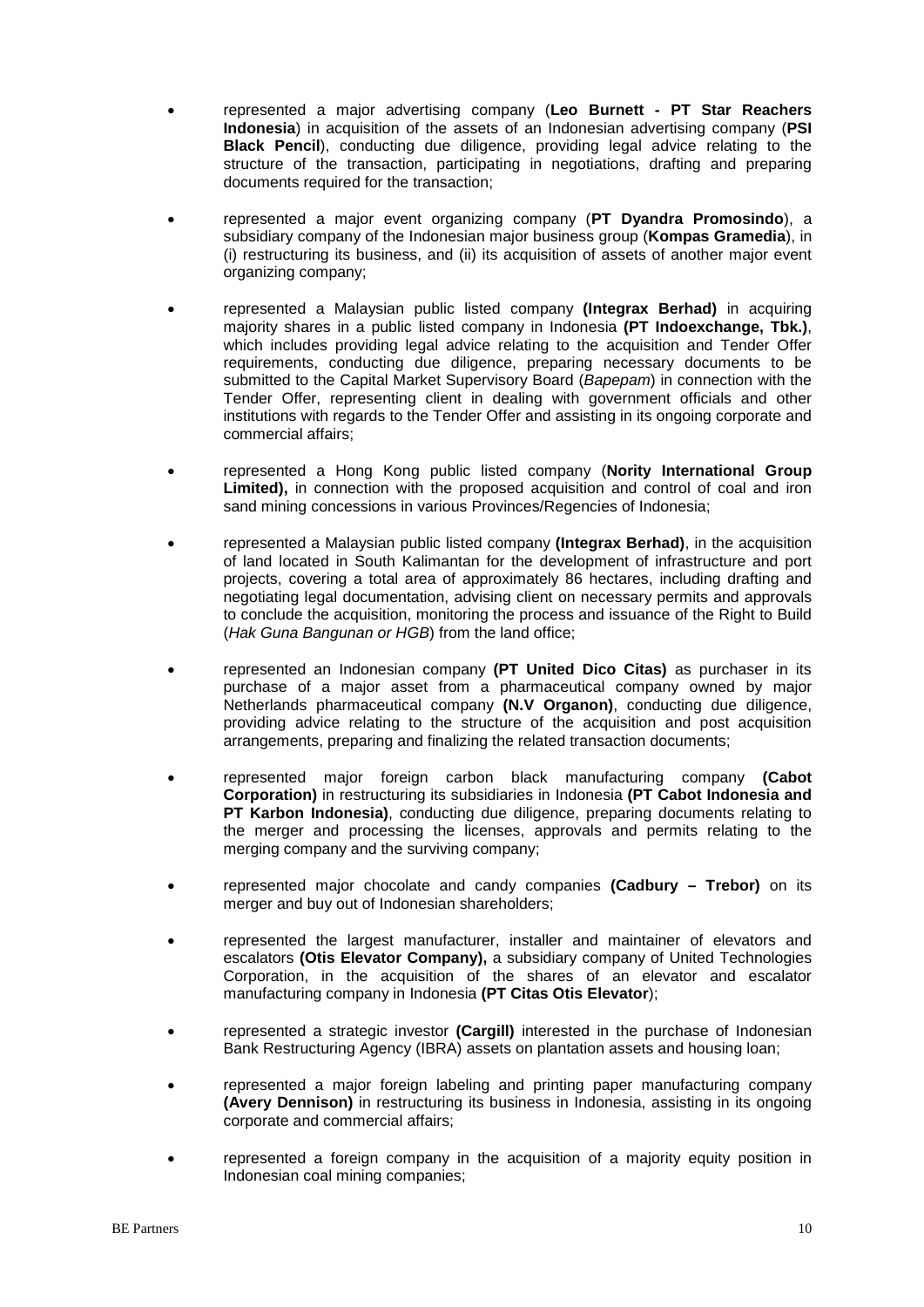- represented a major advertising company (**Leo Burnett - PT Star Reachers Indonesia**) in acquisition of the assets of an Indonesian advertising company (**PSI Black Pencil**), conducting due diligence, providing legal advice relating to the structure of the transaction, participating in negotiations, drafting and preparing documents required for the transaction;

- represented a major event organizing company (**PT Dyandra Promosindo**), a subsidiary company of the Indonesian major business group (**Kompas Gramedia**), in (i) restructuring its business, and (ii) its acquisition of assets of another major event organizing company;

- represented a Malaysian public listed company **(Integrax Berhad)** in acquiring majority shares in a public listed company in Indonesia **(PT Indoexchange, Tbk.)**, which includes providing legal advice relating to the acquisition and Tender Offer requirements, conducting due diligence, preparing necessary documents to be submitted to the Capital Market Supervisory Board (*Bapepam*) in connection with the Tender Offer, representing client in dealing with government officials and other institutions with regards to the Tender Offer and assisting in its ongoing corporate and commercial affairs;

- represented a Hong Kong public listed company (**Nority International Group Limited),** in connection with the proposed acquisition and control of coal and iron sand mining concessions in various Provinces/Regencies of Indonesia;

- represented a Malaysian public listed company **(Integrax Berhad)**, in the acquisition of land located in South Kalimantan for the development of infrastructure and port projects, covering a total area of approximately 86 hectares, including drafting and negotiating legal documentation, advising client on necessary permits and approvals to conclude the acquisition, monitoring the process and issuance of the Right to Build (*Hak Guna Bangunan or HGB*) from the land office;

- represented an Indonesian company **(PT United Dico Citas)** as purchaser in its purchase of a major asset from a pharmaceutical company owned by major Netherlands pharmaceutical company **(N.V Organon)**, conducting due diligence, providing advice relating to the structure of the acquisition and post acquisition arrangements, preparing and finalizing the related transaction documents;

- represented major foreign carbon black manufacturing company **(Cabot Corporation)** in restructuring its subsidiaries in Indonesia **(PT Cabot Indonesia and PT Karbon Indonesia)**, conducting due diligence, preparing documents relating to the merger and processing the licenses, approvals and permits relating to the merging company and the surviving company;

- represented major chocolate and candy companies **(Cadbury – Trebor)** on its merger and buy out of Indonesian shareholders;

- represented the largest manufacturer, installer and maintainer of elevators and escalators **(Otis Elevator Company),** a subsidiary company of United Technologies Corporation, in the acquisition of the shares of an elevator and escalator manufacturing company in Indonesia **(PT Citas Otis Elevator**);

- represented a strategic investor **(Cargill)** interested in the purchase of Indonesian Bank Restructuring Agency (IBRA) assets on plantation assets and housing loan;

- represented a major foreign labeling and printing paper manufacturing company **(Avery Dennison)** in restructuring its business in Indonesia, assisting in its ongoing corporate and commercial affairs;

- represented a foreign company in the acquisition of a majority equity position in Indonesian coal mining companies;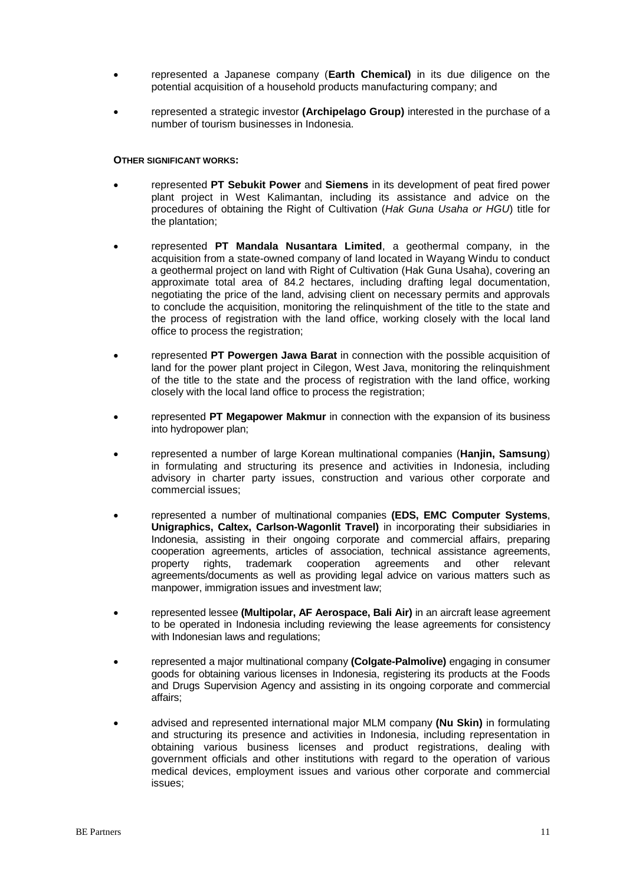- represented a Japanese company (**Earth Chemical)** in its due diligence on the potential acquisition of a household products manufacturing company; and
- represented a strategic investor **(Archipelago Group)** interested in the purchase of a number of tourism businesses in Indonesia.

**OTHER SIGNIFICANT WORKS:**

- represented **PT Sebukit Power** and **Siemens** in its development of peat fired power plant project in West Kalimantan, including its assistance and advice on the procedures of obtaining the Right of Cultivation (*Hak Guna Usaha or HGU*) title for the plantation;
- represented **PT Mandala Nusantara Limited**, a geothermal company, in the acquisition from a state-owned company of land located in Wayang Windu to conduct a geothermal project on land with Right of Cultivation (Hak Guna Usaha), covering an approximate total area of 84.2 hectares, including drafting legal documentation, negotiating the price of the land, advising client on necessary permits and approvals to conclude the acquisition, monitoring the relinquishment of the title to the state and the process of registration with the land office, working closely with the local land office to process the registration;
- represented **PT Powergen Jawa Barat** in connection with the possible acquisition of land for the power plant project in Cilegon, West Java, monitoring the relinquishment of the title to the state and the process of registration with the land office, working closely with the local land office to process the registration;
- represented **PT Megapower Makmur** in connection with the expansion of its business into hydropower plan;
- represented a number of large Korean multinational companies (**Hanjin, Samsung**) in formulating and structuring its presence and activities in Indonesia, including advisory in charter party issues, construction and various other corporate and commercial issues;
- represented a number of multinational companies **(EDS, EMC Computer Systems**, **Unigraphics, Caltex, Carlson-Wagonlit Travel)** in incorporating their subsidiaries in Indonesia, assisting in their ongoing corporate and commercial affairs, preparing cooperation agreements, articles of association, technical assistance agreements, property rights, trademark cooperation agreements and other relevant agreements/documents as well as providing legal advice on various matters such as manpower, immigration issues and investment law;
- represented lessee **(Multipolar, AF Aerospace, Bali Air)** in an aircraft lease agreement to be operated in Indonesia including reviewing the lease agreements for consistency with Indonesian laws and regulations;
- represented a major multinational company **(Colgate-Palmolive)** engaging in consumer goods for obtaining various licenses in Indonesia, registering its products at the Foods and Drugs Supervision Agency and assisting in its ongoing corporate and commercial affairs;
- advised and represented international major MLM company **(Nu Skin)** in formulating and structuring its presence and activities in Indonesia, including representation in obtaining various business licenses and product registrations, dealing with government officials and other institutions with regard to the operation of various medical devices, employment issues and various other corporate and commercial issues;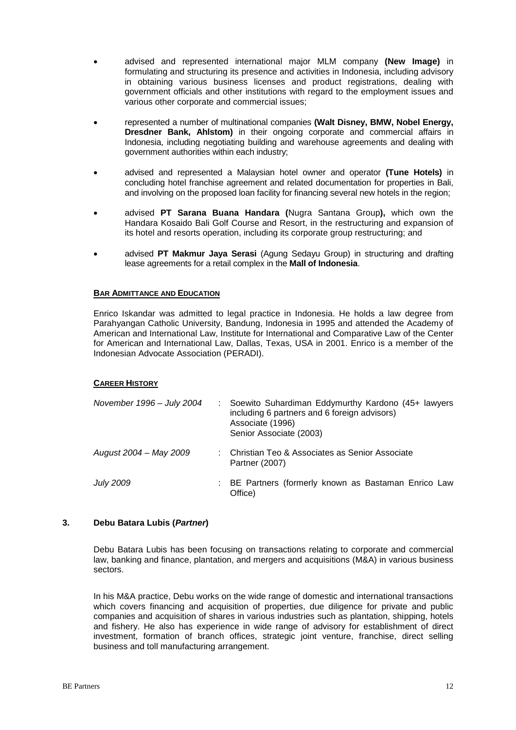- advised and represented international major MLM company **(New Image)** in formulating and structuring its presence and activities in Indonesia, including advisory in obtaining various business licenses and product registrations, dealing with government officials and other institutions with regard to the employment issues and various other corporate and commercial issues;
- represented a number of multinational companies **(Walt Disney, BMW, Nobel Energy, Dresdner Bank, Ahlstom)** in their ongoing corporate and commercial affairs in Indonesia, including negotiating building and warehouse agreements and dealing with government authorities within each industry;
- advised and represented a Malaysian hotel owner and operator **(Tune Hotels)** in concluding hotel franchise agreement and related documentation for properties in Bali, and involving on the proposed loan facility for financing several new hotels in the region;
- advised **PT Sarana Buana Handara (**Nugra Santana Group**),** which own the Handara Kosaido Bali Golf Course and Resort, in the restructuring and expansion of its hotel and resorts operation, including its corporate group restructuring; and
- advised **PT Makmur Jaya Serasi** (Agung Sedayu Group) in structuring and drafting lease agreements for a retail complex in the **Mall of Indonesia**.

**BAR ADMITTANCE AND EDUCATION**

Enrico Iskandar was admitted to legal practice in Indonesia. He holds a law degree from Parahyangan Catholic University, Bandung, Indonesia in 1995 and attended the Academy of American and International Law, Institute for International and Comparative Law of the Center for American and International Law, Dallas, Texas, USA in 2001. Enrico is a member of the Indonesian Advocate Association (PERADI).

**CAREER HISTORY**

| | | |
|---|---|---|
| *November 1996 – July 2004* | : | Soewito Suhardiman Eddymurthy Kardono (45+ lawyers including 6 partners and 6 foreign advisors)<br>Associate (1996)<br>Senior Associate (2003) |
| *August 2004 – May 2009* | : | Christian Teo & Associates as Senior Associate<br>Partner (2007) |
| *July 2009* | : | BE Partners (formerly known as Bastaman Enrico Law Office) |

### 3. Debu Batara Lubis (*Partner*)

Debu Batara Lubis has been focusing on transactions relating to corporate and commercial law, banking and finance, plantation, and mergers and acquisitions (M&A) in various business sectors.

In his M&A practice, Debu works on the wide range of domestic and international transactions which covers financing and acquisition of properties, due diligence for private and public companies and acquisition of shares in various industries such as plantation, shipping, hotels and fishery. He also has experience in wide range of advisory for establishment of direct investment, formation of branch offices, strategic joint venture, franchise, direct selling business and toll manufacturing arrangement.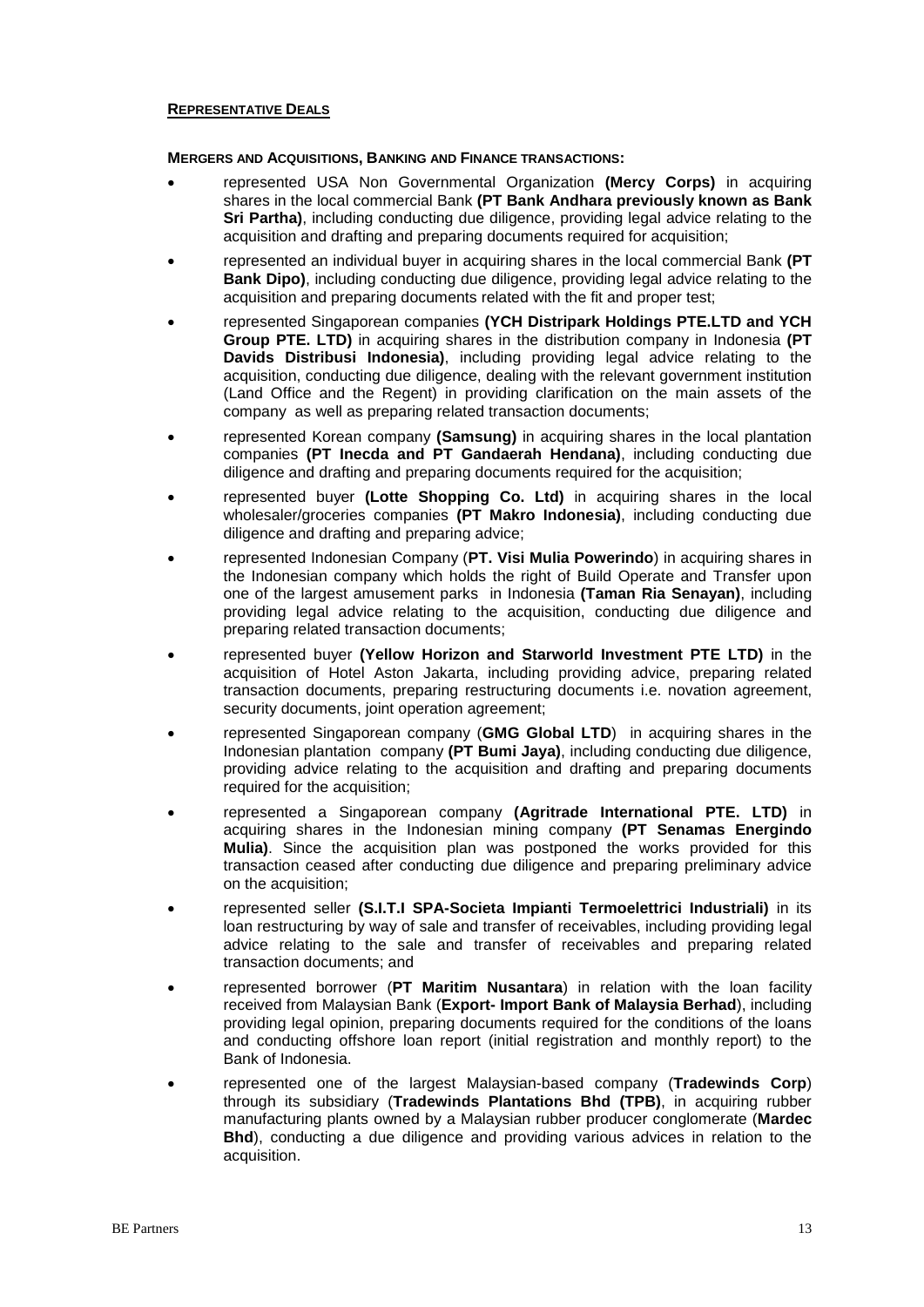**REPRESENTATIVE DEALS**

**MERGERS AND ACQUISITIONS, BANKING AND FINANCE TRANSACTIONS:**

- represented USA Non Governmental Organization **(Mercy Corps)** in acquiring shares in the local commercial Bank **(PT Bank Andhara previously known as Bank Sri Partha)**, including conducting due diligence, providing legal advice relating to the acquisition and drafting and preparing documents required for acquisition;
- represented an individual buyer in acquiring shares in the local commercial Bank **(PT Bank Dipo)**, including conducting due diligence, providing legal advice relating to the acquisition and preparing documents related with the fit and proper test;
- represented Singaporean companies **(YCH Distripark Holdings PTE.LTD and YCH Group PTE. LTD)** in acquiring shares in the distribution company in Indonesia **(PT Davids Distribusi Indonesia)**, including providing legal advice relating to the acquisition, conducting due diligence, dealing with the relevant government institution (Land Office and the Regent) in providing clarification on the main assets of the company as well as preparing related transaction documents;
- represented Korean company **(Samsung)** in acquiring shares in the local plantation companies **(PT Inecda and PT Gandaerah Hendana)**, including conducting due diligence and drafting and preparing documents required for the acquisition;
- represented buyer **(Lotte Shopping Co. Ltd)** in acquiring shares in the local wholesaler/groceries companies **(PT Makro Indonesia)**, including conducting due diligence and drafting and preparing advice;
- represented Indonesian Company (**PT. Visi Mulia Powerindo**) in acquiring shares in the Indonesian company which holds the right of Build Operate and Transfer upon one of the largest amusement parks in Indonesia **(Taman Ria Senayan)**, including providing legal advice relating to the acquisition, conducting due diligence and preparing related transaction documents;
- represented buyer **(Yellow Horizon and Starworld Investment PTE LTD)** in the acquisition of Hotel Aston Jakarta, including providing advice, preparing related transaction documents, preparing restructuring documents i.e. novation agreement, security documents, joint operation agreement;
- represented Singaporean company (**GMG Global LTD**) in acquiring shares in the Indonesian plantation company **(PT Bumi Jaya)**, including conducting due diligence, providing advice relating to the acquisition and drafting and preparing documents required for the acquisition;
- represented a Singaporean company **(Agritrade International PTE. LTD)** in acquiring shares in the Indonesian mining company **(PT Senamas Energindo Mulia)**. Since the acquisition plan was postponed the works provided for this transaction ceased after conducting due diligence and preparing preliminary advice on the acquisition;
- represented seller **(S.I.T.I SPA-Societa Impianti Termoelettrici Industriali)** in its loan restructuring by way of sale and transfer of receivables, including providing legal advice relating to the sale and transfer of receivables and preparing related transaction documents; and
- represented borrower (**PT Maritim Nusantara**) in relation with the loan facility received from Malaysian Bank (**Export- Import Bank of Malaysia Berhad**), including providing legal opinion, preparing documents required for the conditions of the loans and conducting offshore loan report (initial registration and monthly report) to the Bank of Indonesia.
- represented one of the largest Malaysian-based company (**Tradewinds Corp**) through its subsidiary (**Tradewinds Plantations Bhd (TPB)**, in acquiring rubber manufacturing plants owned by a Malaysian rubber producer conglomerate (**Mardec Bhd**), conducting a due diligence and providing various advices in relation to the acquisition.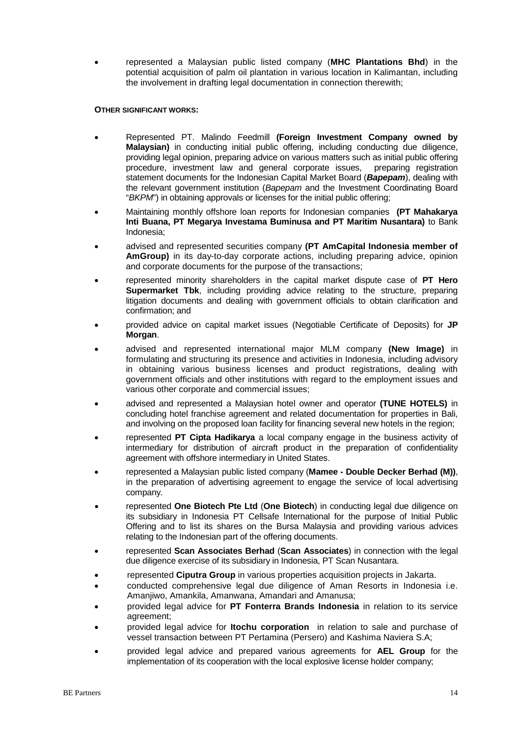- represented a Malaysian public listed company (**MHC Plantations Bhd**) in the potential acquisition of palm oil plantation in various location in Kalimantan, including the involvement in drafting legal documentation in connection therewith;

**OTHER SIGNIFICANT WORKS:**

- Represented PT. Malindo Feedmill **(Foreign Investment Company owned by Malaysian)** in conducting initial public offering, including conducting due diligence, providing legal opinion, preparing advice on various matters such as initial public offering procedure, investment law and general corporate issues, preparing registration statement documents for the Indonesian Capital Market Board (***Bapepam***), dealing with the relevant government institution (*Bapepam* and the Investment Coordinating Board "*BKPM*") in obtaining approvals or licenses for the initial public offering;
- Maintaining monthly offshore loan reports for Indonesian companies **(PT Mahakarya Inti Buana, PT Megarya Investama Buminusa and PT Maritim Nusantara)** to Bank Indonesia;
- advised and represented securities company **(PT AmCapital Indonesia member of AmGroup)** in its day-to-day corporate actions, including preparing advice, opinion and corporate documents for the purpose of the transactions;
- represented minority shareholders in the capital market dispute case of **PT Hero Supermarket Tbk**, including providing advice relating to the structure, preparing litigation documents and dealing with government officials to obtain clarification and confirmation; and
- provided advice on capital market issues (Negotiable Certificate of Deposits) for **JP Morgan**.
- advised and represented international major MLM company **(New Image)** in formulating and structuring its presence and activities in Indonesia, including advisory in obtaining various business licenses and product registrations, dealing with government officials and other institutions with regard to the employment issues and various other corporate and commercial issues;
- advised and represented a Malaysian hotel owner and operator **(TUNE HOTELS)** in concluding hotel franchise agreement and related documentation for properties in Bali, and involving on the proposed loan facility for financing several new hotels in the region;
- represented **PT Cipta Hadikarya** a local company engage in the business activity of intermediary for distribution of aircraft product in the preparation of confidentiality agreement with offshore intermediary in United States.
- represented a Malaysian public listed company (**Mamee - Double Decker Berhad (M))**, in the preparation of advertising agreement to engage the service of local advertising company.
- represented **One Biotech Pte Ltd** (**One Biotech**) in conducting legal due diligence on its subsidiary in Indonesia PT Cellsafe International for the purpose of Initial Public Offering and to list its shares on the Bursa Malaysia and providing various advices relating to the Indonesian part of the offering documents.
- represented **Scan Associates Berhad** (**Scan Associates**) in connection with the legal due diligence exercise of its subsidiary in Indonesia, PT Scan Nusantara.
- represented **Ciputra Group** in various properties acquisition projects in Jakarta.
- conducted comprehensive legal due diligence of Aman Resorts in Indonesia i.e. Amanjiwo, Amankila, Amanwana, Amandari and Amanusa;
- provided legal advice for **PT Fonterra Brands Indonesia** in relation to its service agreement;
- provided legal advice for **Itochu corporation** in relation to sale and purchase of vessel transaction between PT Pertamina (Persero) and Kashima Naviera S.A;
- provided legal advice and prepared various agreements for **AEL Group** for the implementation of its cooperation with the local explosive license holder company;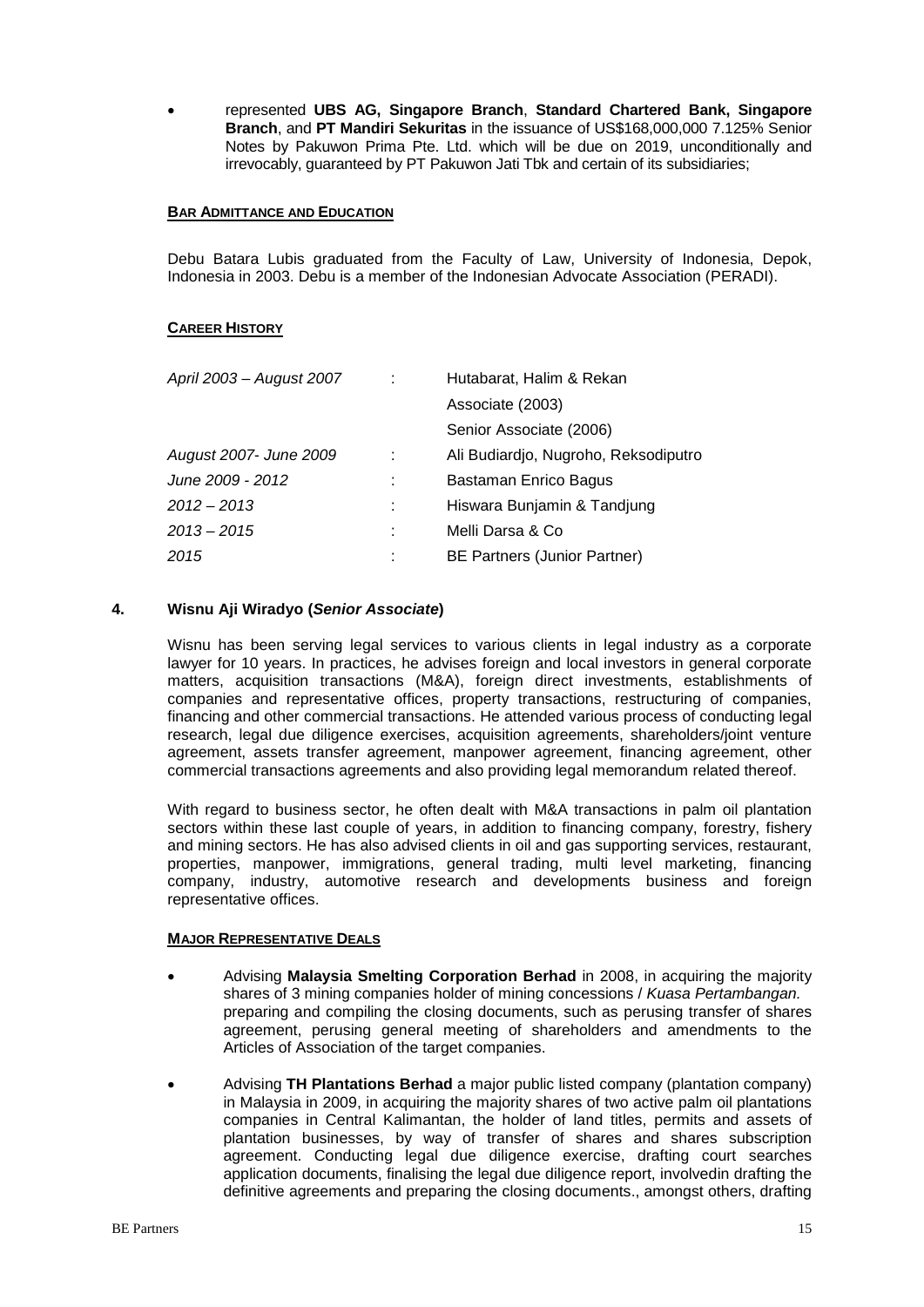- represented **UBS AG, Singapore Branch**, **Standard Chartered Bank, Singapore Branch**, and **PT Mandiri Sekuritas** in the issuance of US$168,000,000 7.125% Senior Notes by Pakuwon Prima Pte. Ltd. which will be due on 2019, unconditionally and irrevocably, guaranteed by PT Pakuwon Jati Tbk and certain of its subsidiaries;

**BAR ADMITTANCE AND EDUCATION**

Debu Batara Lubis graduated from the Faculty of Law, University of Indonesia, Depok, Indonesia in 2003. Debu is a member of the Indonesian Advocate Association (PERADI).

**CAREER HISTORY**

| | | |
|---|---|---|
| *April 2003 – August 2007* | : | Hutabarat, Halim & Rekan |
| | | Associate (2003) |
| | | Senior Associate (2006) |
| *August 2007- June 2009* | : | Ali Budiardjo, Nugroho, Reksodiputro |
| *June 2009 - 2012* | : | Bastaman Enrico Bagus |
| *2012 – 2013* | : | Hiswara Bunjamin & Tandjung |
| *2013 – 2015* | : | Melli Darsa & Co |
| *2015* | : | BE Partners (Junior Partner) |

## 4. Wisnu Aji Wiradyo (*Senior Associate*)

Wisnu has been serving legal services to various clients in legal industry as a corporate lawyer for 10 years. In practices, he advises foreign and local investors in general corporate matters, acquisition transactions (M&A), foreign direct investments, establishments of companies and representative offices, property transactions, restructuring of companies, financing and other commercial transactions. He attended various process of conducting legal research, legal due diligence exercises, acquisition agreements, shareholders/joint venture agreement, assets transfer agreement, manpower agreement, financing agreement, other commercial transactions agreements and also providing legal memorandum related thereof.

With regard to business sector, he often dealt with M&A transactions in palm oil plantation sectors within these last couple of years, in addition to financing company, forestry, fishery and mining sectors. He has also advised clients in oil and gas supporting services, restaurant, properties, manpower, immigrations, general trading, multi level marketing, financing company, industry, automotive research and developments business and foreign representative offices.

**MAJOR REPRESENTATIVE DEALS**

- Advising **Malaysia Smelting Corporation Berhad** in 2008, in acquiring the majority shares of 3 mining companies holder of mining concessions / *Kuasa Pertambangan.* preparing and compiling the closing documents, such as perusing transfer of shares agreement, perusing general meeting of shareholders and amendments to the Articles of Association of the target companies.
- Advising **TH Plantations Berhad** a major public listed company (plantation company) in Malaysia in 2009, in acquiring the majority shares of two active palm oil plantations companies in Central Kalimantan, the holder of land titles, permits and assets of plantation businesses, by way of transfer of shares and shares subscription agreement. Conducting legal due diligence exercise, drafting court searches application documents, finalising the legal due diligence report, involvedin drafting the definitive agreements and preparing the closing documents., amongst others, drafting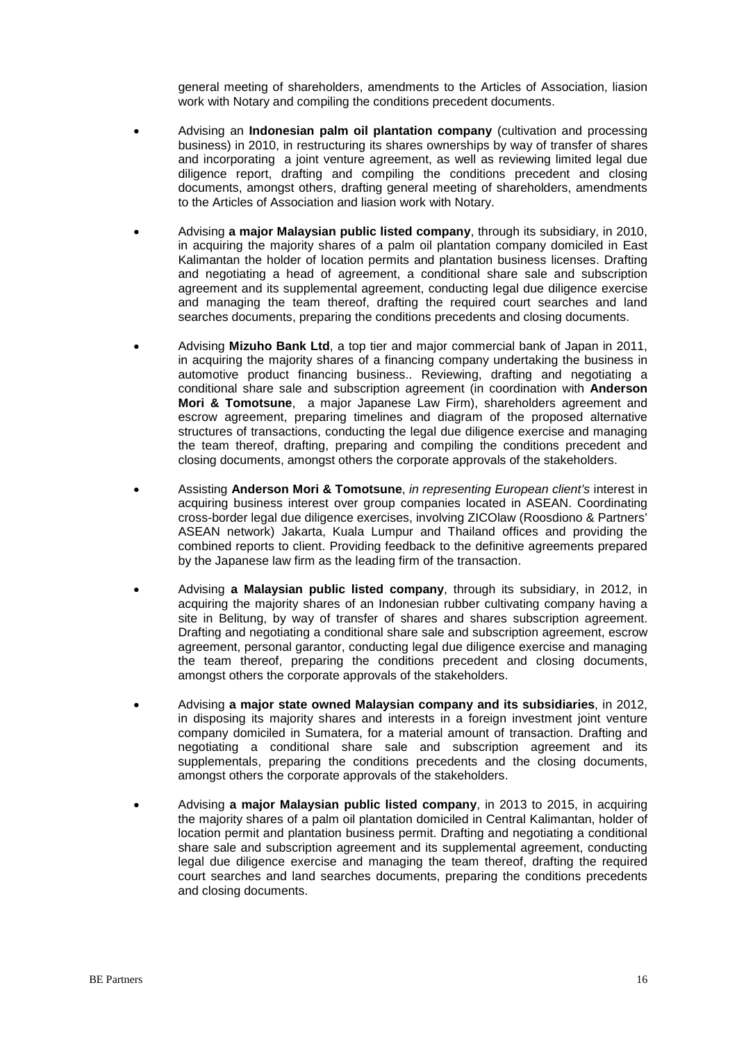general meeting of shareholders, amendments to the Articles of Association, liasion work with Notary and compiling the conditions precedent documents.

- Advising an **Indonesian palm oil plantation company** (cultivation and processing business) in 2010, in restructuring its shares ownerships by way of transfer of shares and incorporating a joint venture agreement, as well as reviewing limited legal due diligence report, drafting and compiling the conditions precedent and closing documents, amongst others, drafting general meeting of shareholders, amendments to the Articles of Association and liasion work with Notary.

- Advising **a major Malaysian public listed company**, through its subsidiary, in 2010, in acquiring the majority shares of a palm oil plantation company domiciled in East Kalimantan the holder of location permits and plantation business licenses. Drafting and negotiating a head of agreement, a conditional share sale and subscription agreement and its supplemental agreement, conducting legal due diligence exercise and managing the team thereof, drafting the required court searches and land searches documents, preparing the conditions precedents and closing documents.

- Advising **Mizuho Bank Ltd**, a top tier and major commercial bank of Japan in 2011, in acquiring the majority shares of a financing company undertaking the business in automotive product financing business.. Reviewing, drafting and negotiating a conditional share sale and subscription agreement (in coordination with **Anderson Mori & Tomotsune**, a major Japanese Law Firm), shareholders agreement and escrow agreement, preparing timelines and diagram of the proposed alternative structures of transactions, conducting the legal due diligence exercise and managing the team thereof, drafting, preparing and compiling the conditions precedent and closing documents, amongst others the corporate approvals of the stakeholders.

- Assisting **Anderson Mori & Tomotsune**, *in representing European client's* interest in acquiring business interest over group companies located in ASEAN. Coordinating cross-border legal due diligence exercises, involving ZICOlaw (Roosdiono & Partners' ASEAN network) Jakarta, Kuala Lumpur and Thailand offices and providing the combined reports to client. Providing feedback to the definitive agreements prepared by the Japanese law firm as the leading firm of the transaction.

- Advising **a Malaysian public listed company**, through its subsidiary, in 2012, in acquiring the majority shares of an Indonesian rubber cultivating company having a site in Belitung, by way of transfer of shares and shares subscription agreement. Drafting and negotiating a conditional share sale and subscription agreement, escrow agreement, personal garantor, conducting legal due diligence exercise and managing the team thereof, preparing the conditions precedent and closing documents, amongst others the corporate approvals of the stakeholders.

- Advising **a major state owned Malaysian company and its subsidiaries**, in 2012, in disposing its majority shares and interests in a foreign investment joint venture company domiciled in Sumatera, for a material amount of transaction. Drafting and negotiating a conditional share sale and subscription agreement and its supplementals, preparing the conditions precedents and the closing documents, amongst others the corporate approvals of the stakeholders.

- Advising **a major Malaysian public listed company**, in 2013 to 2015, in acquiring the majority shares of a palm oil plantation domiciled in Central Kalimantan, holder of location permit and plantation business permit. Drafting and negotiating a conditional share sale and subscription agreement and its supplemental agreement, conducting legal due diligence exercise and managing the team thereof, drafting the required court searches and land searches documents, preparing the conditions precedents and closing documents.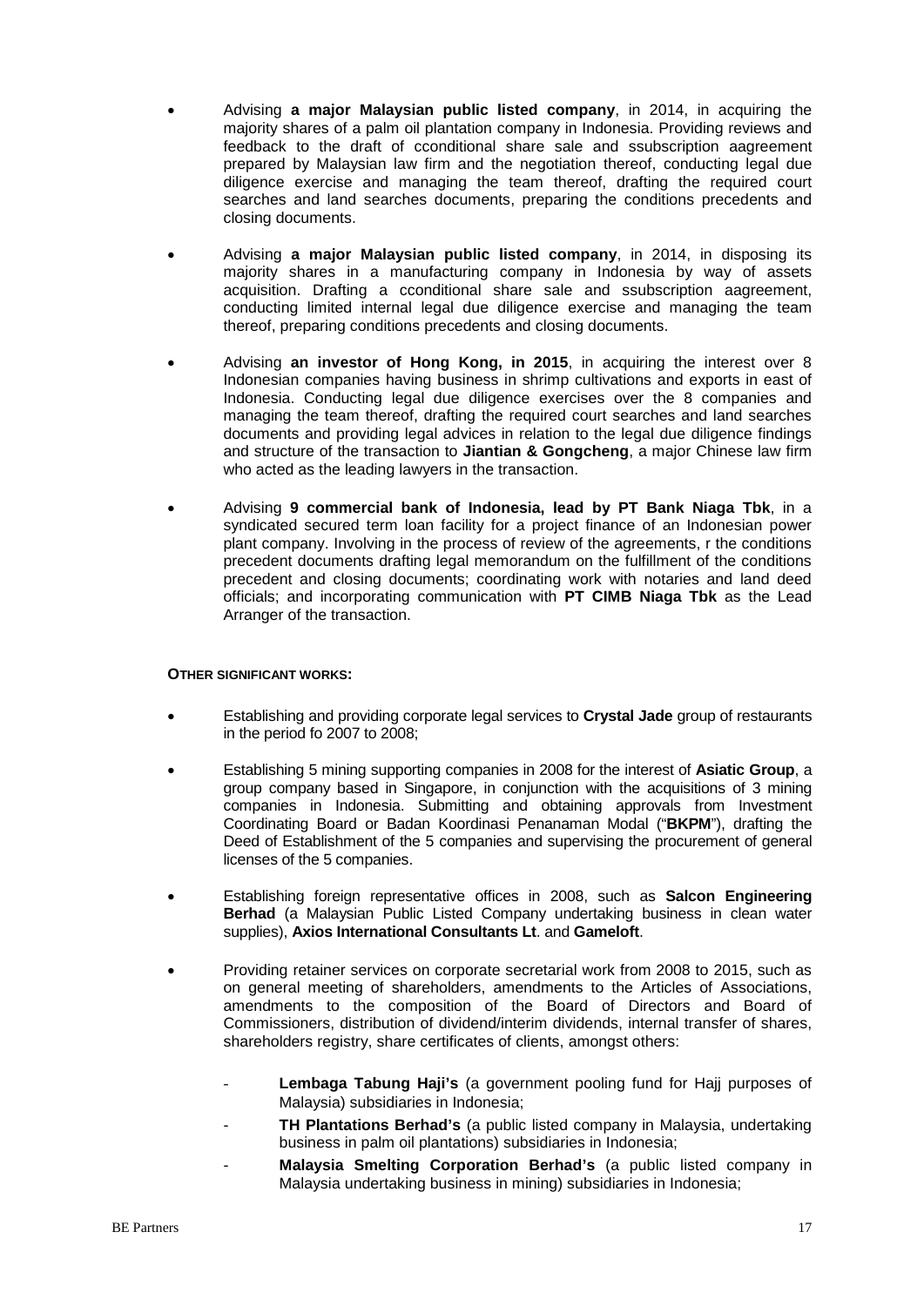- Advising **a major Malaysian public listed company**, in 2014, in acquiring the majority shares of a palm oil plantation company in Indonesia. Providing reviews and feedback to the draft of cconditional share sale and ssubscription aagreement prepared by Malaysian law firm and the negotiation thereof, conducting legal due diligence exercise and managing the team thereof, drafting the required court searches and land searches documents, preparing the conditions precedents and closing documents.

- Advising **a major Malaysian public listed company**, in 2014, in disposing its majority shares in a manufacturing company in Indonesia by way of assets acquisition. Drafting a cconditional share sale and ssubscription aagreement, conducting limited internal legal due diligence exercise and managing the team thereof, preparing conditions precedents and closing documents.

- Advising **an investor of Hong Kong, in 2015**, in acquiring the interest over 8 Indonesian companies having business in shrimp cultivations and exports in east of Indonesia. Conducting legal due diligence exercises over the 8 companies and managing the team thereof, drafting the required court searches and land searches documents and providing legal advices in relation to the legal due diligence findings and structure of the transaction to **Jiantian & Gongcheng**, a major Chinese law firm who acted as the leading lawyers in the transaction.

- Advising **9 commercial bank of Indonesia, lead by PT Bank Niaga Tbk**, in a syndicated secured term loan facility for a project finance of an Indonesian power plant company. Involving in the process of review of the agreements, r the conditions precedent documents drafting legal memorandum on the fulfillment of the conditions precedent and closing documents; coordinating work with notaries and land deed officials; and incorporating communication with **PT CIMB Niaga Tbk** as the Lead Arranger of the transaction.

**OTHER SIGNIFICANT WORKS:**

- Establishing and providing corporate legal services to **Crystal Jade** group of restaurants in the period fo 2007 to 2008;

- Establishing 5 mining supporting companies in 2008 for the interest of **Asiatic Group**, a group company based in Singapore, in conjunction with the acquisitions of 3 mining companies in Indonesia. Submitting and obtaining approvals from Investment Coordinating Board or Badan Koordinasi Penanaman Modal ("**BKPM**"), drafting the Deed of Establishment of the 5 companies and supervising the procurement of general licenses of the 5 companies.

- Establishing foreign representative offices in 2008, such as **Salcon Engineering Berhad** (a Malaysian Public Listed Company undertaking business in clean water supplies), **Axios International Consultants Lt**. and **Gameloft**.

- Providing retainer services on corporate secretarial work from 2008 to 2015, such as on general meeting of shareholders, amendments to the Articles of Associations, amendments to the composition of the Board of Directors and Board of Commissioners, distribution of dividend/interim dividends, internal transfer of shares, shareholders registry, share certificates of clients, amongst others:

  - **Lembaga Tabung Haji's** (a government pooling fund for Hajj purposes of Malaysia) subsidiaries in Indonesia;
  - **TH Plantations Berhad's** (a public listed company in Malaysia, undertaking business in palm oil plantations) subsidiaries in Indonesia;
  - **Malaysia Smelting Corporation Berhad's** (a public listed company in Malaysia undertaking business in mining) subsidiaries in Indonesia;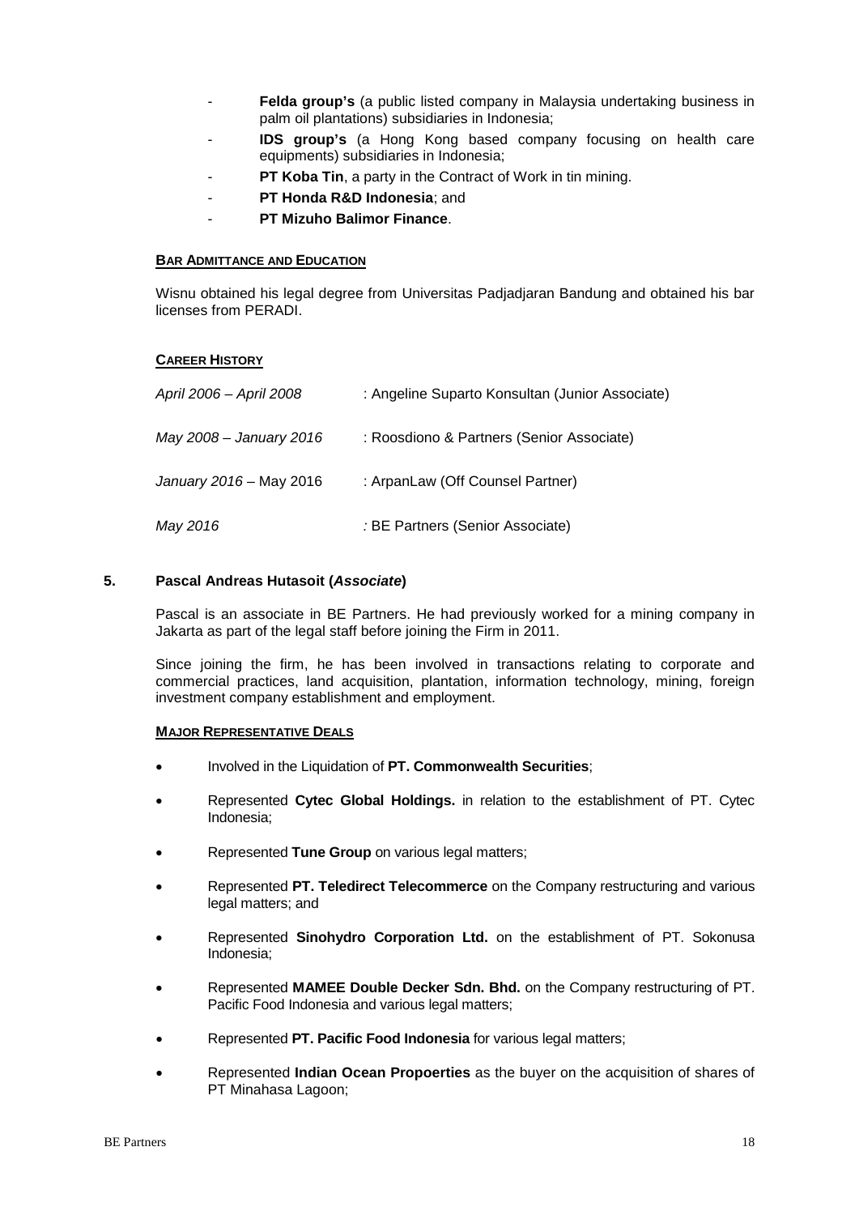- **Felda group's** (a public listed company in Malaysia undertaking business in palm oil plantations) subsidiaries in Indonesia;
- **IDS group's** (a Hong Kong based company focusing on health care equipments) subsidiaries in Indonesia;
- **PT Koba Tin**, a party in the Contract of Work in tin mining.
- **PT Honda R&D Indonesia**; and
- **PT Mizuho Balimor Finance**.

**BAR ADMITTANCE AND EDUCATION**

Wisnu obtained his legal degree from Universitas Padjadjaran Bandung and obtained his bar licenses from PERADI.

**CAREER HISTORY**

| | |
|---|---|
| *April 2006 – April 2008* | : Angeline Suparto Konsultan (Junior Associate) |
| *May 2008 – January 2016* | : Roosdiono & Partners (Senior Associate) |
| *January 2016* – May 2016 | : ArpanLaw (Off Counsel Partner) |
| *May 2016* | *:* BE Partners (Senior Associate) |

### 5. Pascal Andreas Hutasoit (*Associate*)

Pascal is an associate in BE Partners. He had previously worked for a mining company in Jakarta as part of the legal staff before joining the Firm in 2011.

Since joining the firm, he has been involved in transactions relating to corporate and commercial practices, land acquisition, plantation, information technology, mining, foreign investment company establishment and employment.

**MAJOR REPRESENTATIVE DEALS**

- Involved in the Liquidation of **PT. Commonwealth Securities**;
- Represented **Cytec Global Holdings.** in relation to the establishment of PT. Cytec Indonesia;
- Represented **Tune Group** on various legal matters;
- Represented **PT. Teledirect Telecommerce** on the Company restructuring and various legal matters; and
- Represented **Sinohydro Corporation Ltd.** on the establishment of PT. Sokonusa Indonesia;
- Represented **MAMEE Double Decker Sdn. Bhd.** on the Company restructuring of PT. Pacific Food Indonesia and various legal matters;
- Represented **PT. Pacific Food Indonesia** for various legal matters;
- Represented **Indian Ocean Propoerties** as the buyer on the acquisition of shares of PT Minahasa Lagoon;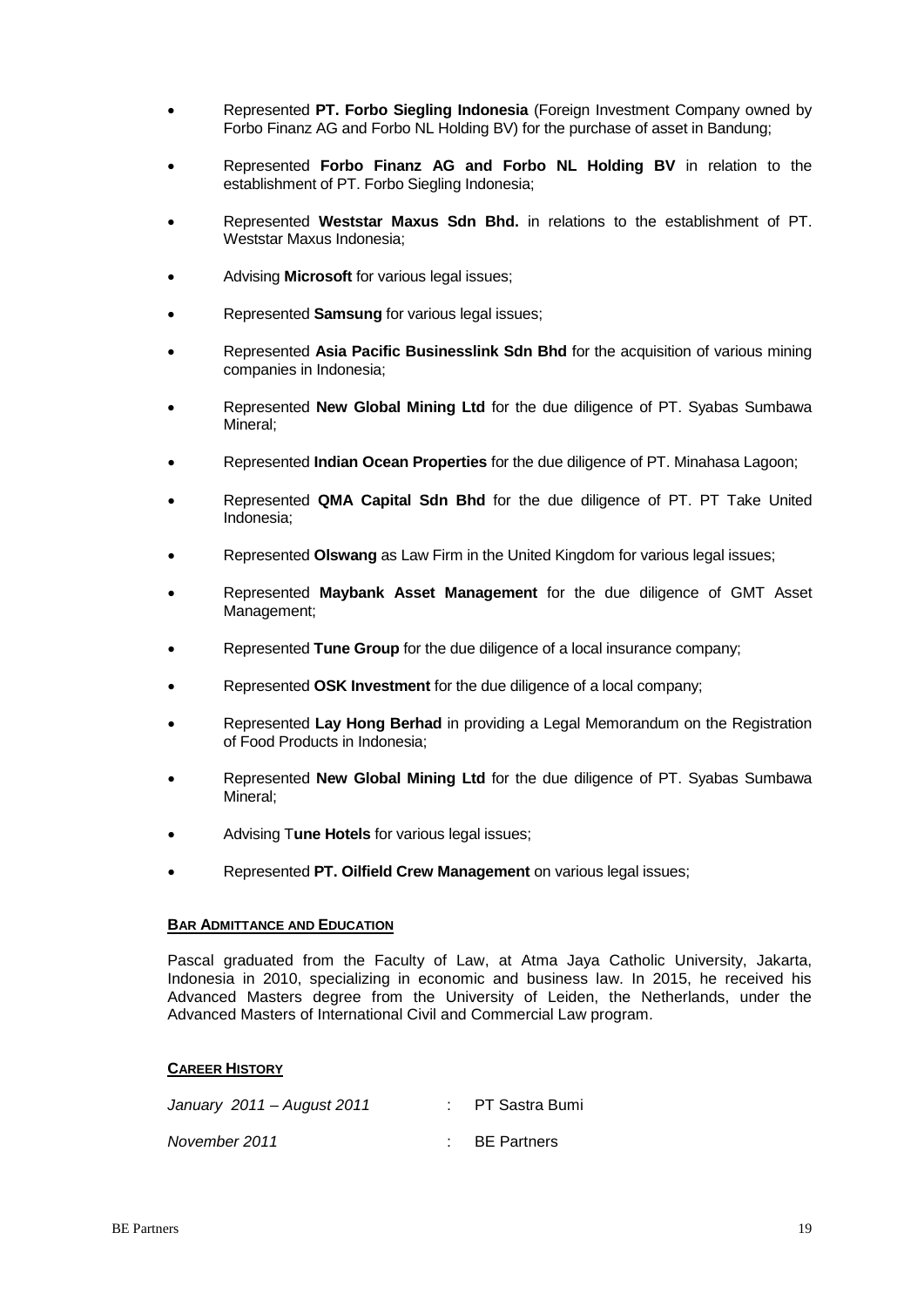- Represented **PT. Forbo Siegling Indonesia** (Foreign Investment Company owned by Forbo Finanz AG and Forbo NL Holding BV) for the purchase of asset in Bandung;

- Represented **Forbo Finanz AG and Forbo NL Holding BV** in relation to the establishment of PT. Forbo Siegling Indonesia;

- Represented **Weststar Maxus Sdn Bhd.** in relations to the establishment of PT. Weststar Maxus Indonesia;

- Advising **Microsoft** for various legal issues;

- Represented **Samsung** for various legal issues;

- Represented **Asia Pacific Businesslink Sdn Bhd** for the acquisition of various mining companies in Indonesia;

- Represented **New Global Mining Ltd** for the due diligence of PT. Syabas Sumbawa Mineral;

- Represented **Indian Ocean Properties** for the due diligence of PT. Minahasa Lagoon;

- Represented **QMA Capital Sdn Bhd** for the due diligence of PT. PT Take United Indonesia;

- Represented **Olswang** as Law Firm in the United Kingdom for various legal issues;

- Represented **Maybank Asset Management** for the due diligence of GMT Asset Management;

- Represented **Tune Group** for the due diligence of a local insurance company;

- Represented **OSK Investment** for the due diligence of a local company;

- Represented **Lay Hong Berhad** in providing a Legal Memorandum on the Registration of Food Products in Indonesia;

- Represented **New Global Mining Ltd** for the due diligence of PT. Syabas Sumbawa Mineral;

- Advising T**une Hotels** for various legal issues;

- Represented **PT. Oilfield Crew Management** on various legal issues;

**BAR ADMITTANCE AND EDUCATION**

Pascal graduated from the Faculty of Law, at Atma Jaya Catholic University, Jakarta, Indonesia in 2010, specializing in economic and business law. In 2015, he received his Advanced Masters degree from the University of Leiden, the Netherlands, under the Advanced Masters of International Civil and Commercial Law program.

**CAREER HISTORY**

*January 2011 – August 2011* : PT Sastra Bumi

*November 2011* : BE Partners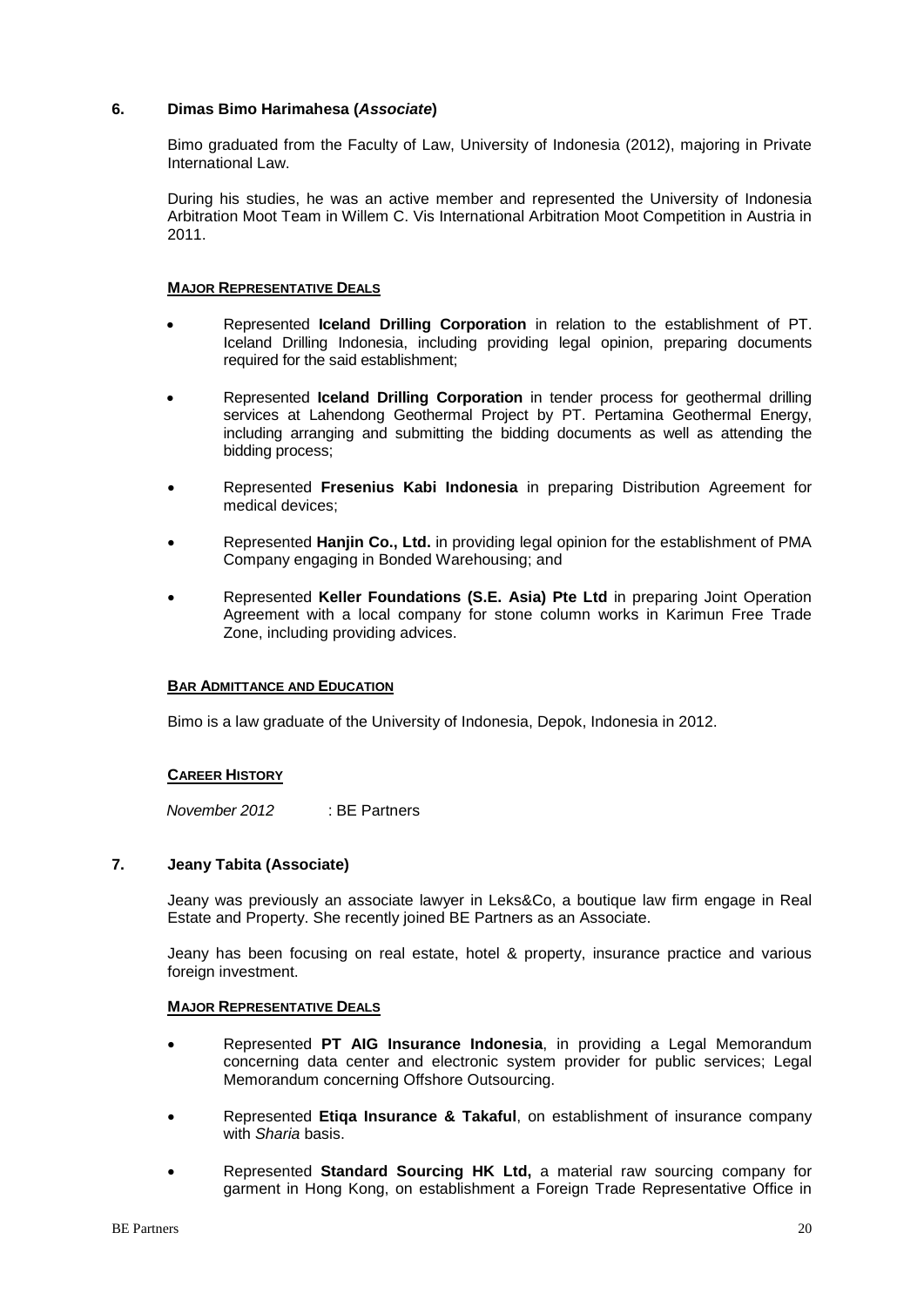## 6. Dimas Bimo Harimahesa (*Associate*)

Bimo graduated from the Faculty of Law, University of Indonesia (2012), majoring in Private International Law.

During his studies, he was an active member and represented the University of Indonesia Arbitration Moot Team in Willem C. Vis International Arbitration Moot Competition in Austria in 2011.

**MAJOR REPRESENTATIVE DEALS**

- Represented **Iceland Drilling Corporation** in relation to the establishment of PT. Iceland Drilling Indonesia, including providing legal opinion, preparing documents required for the said establishment;
- Represented **Iceland Drilling Corporation** in tender process for geothermal drilling services at Lahendong Geothermal Project by PT. Pertamina Geothermal Energy, including arranging and submitting the bidding documents as well as attending the bidding process;
- Represented **Fresenius Kabi Indonesia** in preparing Distribution Agreement for medical devices;
- Represented **Hanjin Co., Ltd.** in providing legal opinion for the establishment of PMA Company engaging in Bonded Warehousing; and
- Represented **Keller Foundations (S.E. Asia) Pte Ltd** in preparing Joint Operation Agreement with a local company for stone column works in Karimun Free Trade Zone, including providing advices.

**BAR ADMITTANCE AND EDUCATION**

Bimo is a law graduate of the University of Indonesia, Depok, Indonesia in 2012.

**CAREER HISTORY**

*November 2012* : BE Partners

## 7. Jeany Tabita (Associate)

Jeany was previously an associate lawyer in Leks&Co, a boutique law firm engage in Real Estate and Property. She recently joined BE Partners as an Associate.

Jeany has been focusing on real estate, hotel & property, insurance practice and various foreign investment.

**MAJOR REPRESENTATIVE DEALS**

- Represented **PT AIG Insurance Indonesia**, in providing a Legal Memorandum concerning data center and electronic system provider for public services; Legal Memorandum concerning Offshore Outsourcing.
- Represented **Etiqa Insurance & Takaful**, on establishment of insurance company with *Sharia* basis.
- Represented **Standard Sourcing HK Ltd,** a material raw sourcing company for garment in Hong Kong, on establishment a Foreign Trade Representative Office in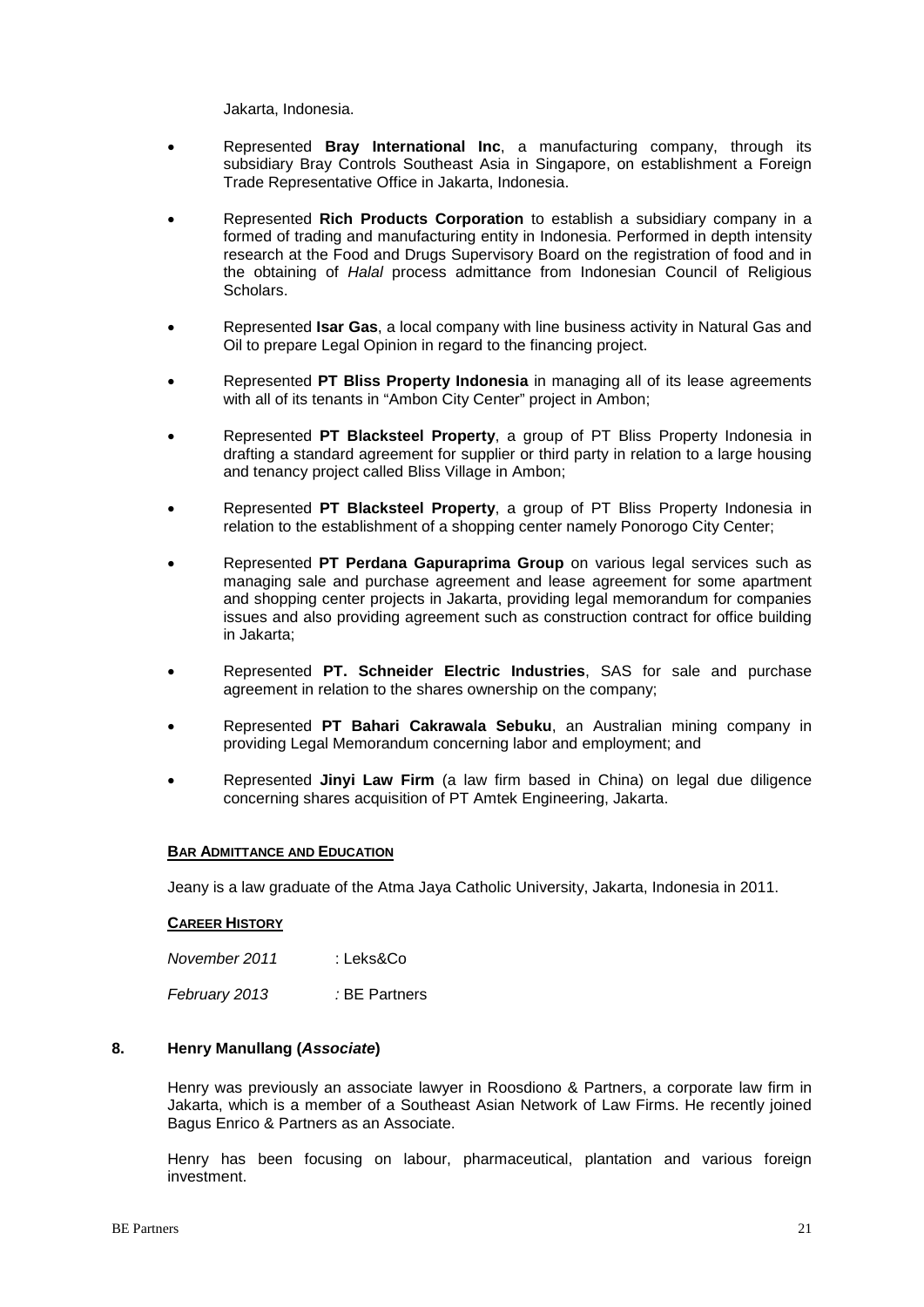Jakarta, Indonesia.

- Represented **Bray International Inc**, a manufacturing company, through its subsidiary Bray Controls Southeast Asia in Singapore, on establishment a Foreign Trade Representative Office in Jakarta, Indonesia.

- Represented **Rich Products Corporation** to establish a subsidiary company in a formed of trading and manufacturing entity in Indonesia. Performed in depth intensity research at the Food and Drugs Supervisory Board on the registration of food and in the obtaining of *Halal* process admittance from Indonesian Council of Religious Scholars.

- Represented **Isar Gas**, a local company with line business activity in Natural Gas and Oil to prepare Legal Opinion in regard to the financing project.

- Represented **PT Bliss Property Indonesia** in managing all of its lease agreements with all of its tenants in "Ambon City Center" project in Ambon;

- Represented **PT Blacksteel Property**, a group of PT Bliss Property Indonesia in drafting a standard agreement for supplier or third party in relation to a large housing and tenancy project called Bliss Village in Ambon;

- Represented **PT Blacksteel Property**, a group of PT Bliss Property Indonesia in relation to the establishment of a shopping center namely Ponorogo City Center;

- Represented **PT Perdana Gapuraprima Group** on various legal services such as managing sale and purchase agreement and lease agreement for some apartment and shopping center projects in Jakarta, providing legal memorandum for companies issues and also providing agreement such as construction contract for office building in Jakarta;

- Represented **PT. Schneider Electric Industries**, SAS for sale and purchase agreement in relation to the shares ownership on the company;

- Represented **PT Bahari Cakrawala Sebuku**, an Australian mining company in providing Legal Memorandum concerning labor and employment; and

- Represented **Jinyi Law Firm** (a law firm based in China) on legal due diligence concerning shares acquisition of PT Amtek Engineering, Jakarta.

**BAR ADMITTANCE AND EDUCATION**

Jeany is a law graduate of the Atma Jaya Catholic University, Jakarta, Indonesia in 2011.

**CAREER HISTORY**

*November 2011* : Leks&Co

*February 2013* : BE Partners

### 8. Henry Manullang (*Associate*)

Henry was previously an associate lawyer in Roosdiono & Partners, a corporate law firm in Jakarta, which is a member of a Southeast Asian Network of Law Firms. He recently joined Bagus Enrico & Partners as an Associate.

Henry has been focusing on labour, pharmaceutical, plantation and various foreign investment.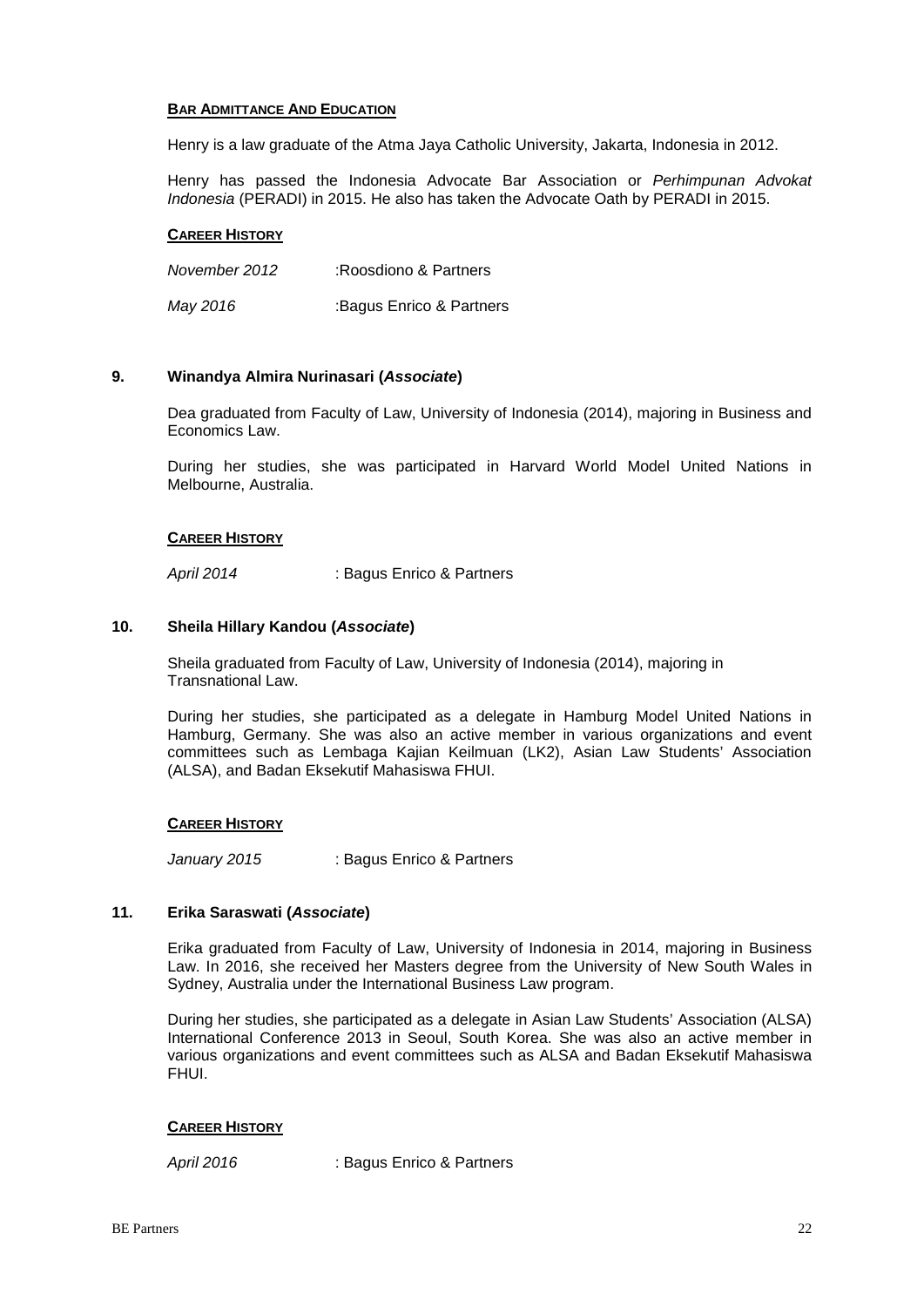**BAR ADMITTANCE AND EDUCATION**

Henry is a law graduate of the Atma Jaya Catholic University, Jakarta, Indonesia in 2012.

Henry has passed the Indonesia Advocate Bar Association or *Perhimpunan Advokat Indonesia* (PERADI) in 2015. He also has taken the Advocate Oath by PERADI in 2015.

**CAREER HISTORY**

*November 2012* :Roosdiono & Partners

*May 2016* :Bagus Enrico & Partners

### 9. Winandya Almira Nurinasari (*Associate*)

Dea graduated from Faculty of Law, University of Indonesia (2014), majoring in Business and Economics Law.

During her studies, she was participated in Harvard World Model United Nations in Melbourne, Australia.

**CAREER HISTORY**

*April 2014* : Bagus Enrico & Partners

### 10. Sheila Hillary Kandou (*Associate*)

Sheila graduated from Faculty of Law, University of Indonesia (2014), majoring in Transnational Law.

During her studies, she participated as a delegate in Hamburg Model United Nations in Hamburg, Germany. She was also an active member in various organizations and event committees such as Lembaga Kajian Keilmuan (LK2), Asian Law Students' Association (ALSA), and Badan Eksekutif Mahasiswa FHUI.

**CAREER HISTORY**

*January 2015* : Bagus Enrico & Partners

### 11. Erika Saraswati (*Associate*)

Erika graduated from Faculty of Law, University of Indonesia in 2014, majoring in Business Law. In 2016, she received her Masters degree from the University of New South Wales in Sydney, Australia under the International Business Law program.

During her studies, she participated as a delegate in Asian Law Students' Association (ALSA) International Conference 2013 in Seoul, South Korea. She was also an active member in various organizations and event committees such as ALSA and Badan Eksekutif Mahasiswa FHUI.

**CAREER HISTORY**

*April 2016* : Bagus Enrico & Partners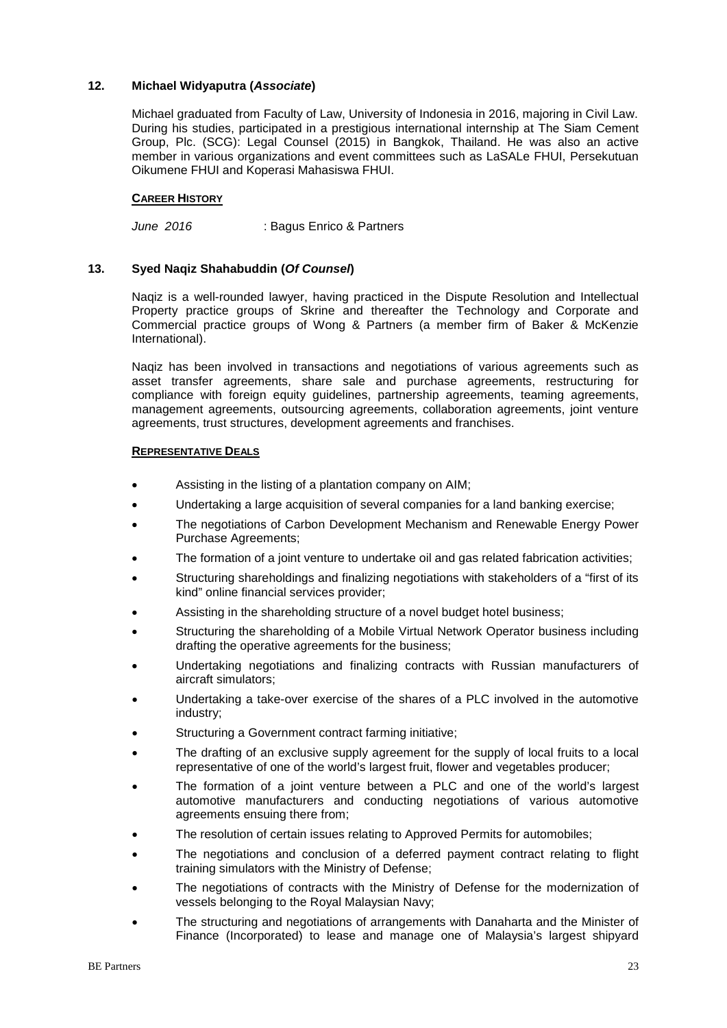### 12. Michael Widyaputra (*Associate*)

Michael graduated from Faculty of Law, University of Indonesia in 2016, majoring in Civil Law. During his studies, participated in a prestigious international internship at The Siam Cement Group, Plc. (SCG): Legal Counsel (2015) in Bangkok, Thailand. He was also an active member in various organizations and event committees such as LaSALe FHUI, Persekutuan Oikumene FHUI and Koperasi Mahasiswa FHUI.

**CAREER HISTORY**

*June 2016* : Bagus Enrico & Partners

### 13. Syed Naqiz Shahabuddin (*Of Counsel*)

Naqiz is a well-rounded lawyer, having practiced in the Dispute Resolution and Intellectual Property practice groups of Skrine and thereafter the Technology and Corporate and Commercial practice groups of Wong & Partners (a member firm of Baker & McKenzie International).

Naqiz has been involved in transactions and negotiations of various agreements such as asset transfer agreements, share sale and purchase agreements, restructuring for compliance with foreign equity guidelines, partnership agreements, teaming agreements, management agreements, outsourcing agreements, collaboration agreements, joint venture agreements, trust structures, development agreements and franchises.

**REPRESENTATIVE DEALS**

- Assisting in the listing of a plantation company on AIM;
- Undertaking a large acquisition of several companies for a land banking exercise;
- The negotiations of Carbon Development Mechanism and Renewable Energy Power Purchase Agreements;
- The formation of a joint venture to undertake oil and gas related fabrication activities;
- Structuring shareholdings and finalizing negotiations with stakeholders of a "first of its kind" online financial services provider;
- Assisting in the shareholding structure of a novel budget hotel business;
- Structuring the shareholding of a Mobile Virtual Network Operator business including drafting the operative agreements for the business;
- Undertaking negotiations and finalizing contracts with Russian manufacturers of aircraft simulators;
- Undertaking a take-over exercise of the shares of a PLC involved in the automotive industry;
- Structuring a Government contract farming initiative;
- The drafting of an exclusive supply agreement for the supply of local fruits to a local representative of one of the world's largest fruit, flower and vegetables producer;
- The formation of a joint venture between a PLC and one of the world's largest automotive manufacturers and conducting negotiations of various automotive agreements ensuing there from;
- The resolution of certain issues relating to Approved Permits for automobiles;
- The negotiations and conclusion of a deferred payment contract relating to flight training simulators with the Ministry of Defense;
- The negotiations of contracts with the Ministry of Defense for the modernization of vessels belonging to the Royal Malaysian Navy;
- The structuring and negotiations of arrangements with Danaharta and the Minister of Finance (Incorporated) to lease and manage one of Malaysia's largest shipyard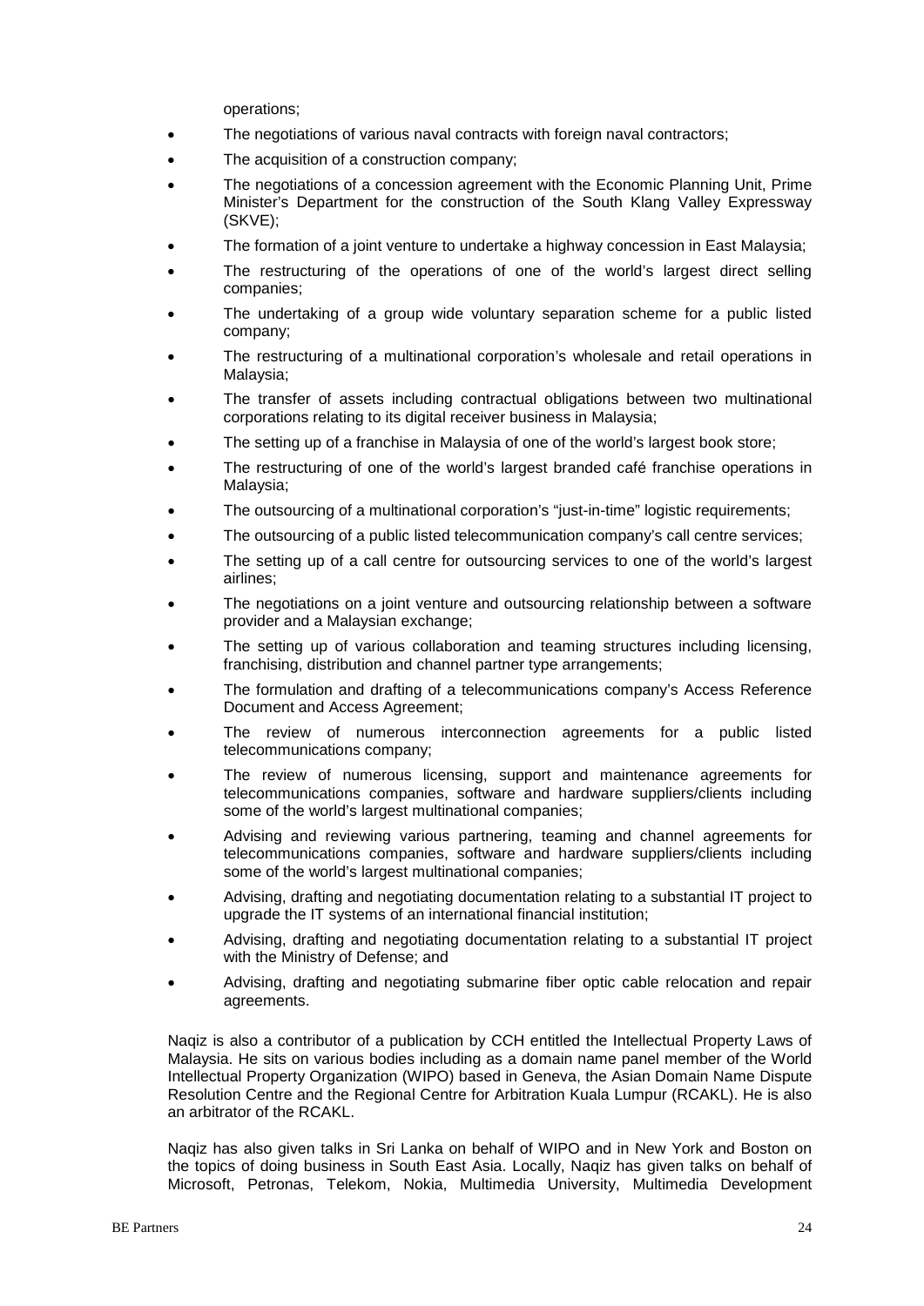operations;

- The negotiations of various naval contracts with foreign naval contractors;
- The acquisition of a construction company;
- The negotiations of a concession agreement with the Economic Planning Unit, Prime Minister's Department for the construction of the South Klang Valley Expressway (SKVE);
- The formation of a joint venture to undertake a highway concession in East Malaysia;
- The restructuring of the operations of one of the world's largest direct selling companies;
- The undertaking of a group wide voluntary separation scheme for a public listed company;
- The restructuring of a multinational corporation's wholesale and retail operations in Malaysia;
- The transfer of assets including contractual obligations between two multinational corporations relating to its digital receiver business in Malaysia;
- The setting up of a franchise in Malaysia of one of the world's largest book store;
- The restructuring of one of the world's largest branded café franchise operations in Malaysia;
- The outsourcing of a multinational corporation's "just-in-time" logistic requirements;
- The outsourcing of a public listed telecommunication company's call centre services;
- The setting up of a call centre for outsourcing services to one of the world's largest airlines;
- The negotiations on a joint venture and outsourcing relationship between a software provider and a Malaysian exchange;
- The setting up of various collaboration and teaming structures including licensing, franchising, distribution and channel partner type arrangements;
- The formulation and drafting of a telecommunications company's Access Reference Document and Access Agreement;
- The review of numerous interconnection agreements for a public listed telecommunications company;
- The review of numerous licensing, support and maintenance agreements for telecommunications companies, software and hardware suppliers/clients including some of the world's largest multinational companies;
- Advising and reviewing various partnering, teaming and channel agreements for telecommunications companies, software and hardware suppliers/clients including some of the world's largest multinational companies;
- Advising, drafting and negotiating documentation relating to a substantial IT project to upgrade the IT systems of an international financial institution;
- Advising, drafting and negotiating documentation relating to a substantial IT project with the Ministry of Defense; and
- Advising, drafting and negotiating submarine fiber optic cable relocation and repair agreements.

Naqiz is also a contributor of a publication by CCH entitled the Intellectual Property Laws of Malaysia. He sits on various bodies including as a domain name panel member of the World Intellectual Property Organization (WIPO) based in Geneva, the Asian Domain Name Dispute Resolution Centre and the Regional Centre for Arbitration Kuala Lumpur (RCAKL). He is also an arbitrator of the RCAKL.

Naqiz has also given talks in Sri Lanka on behalf of WIPO and in New York and Boston on the topics of doing business in South East Asia. Locally, Naqiz has given talks on behalf of Microsoft, Petronas, Telekom, Nokia, Multimedia University, Multimedia Development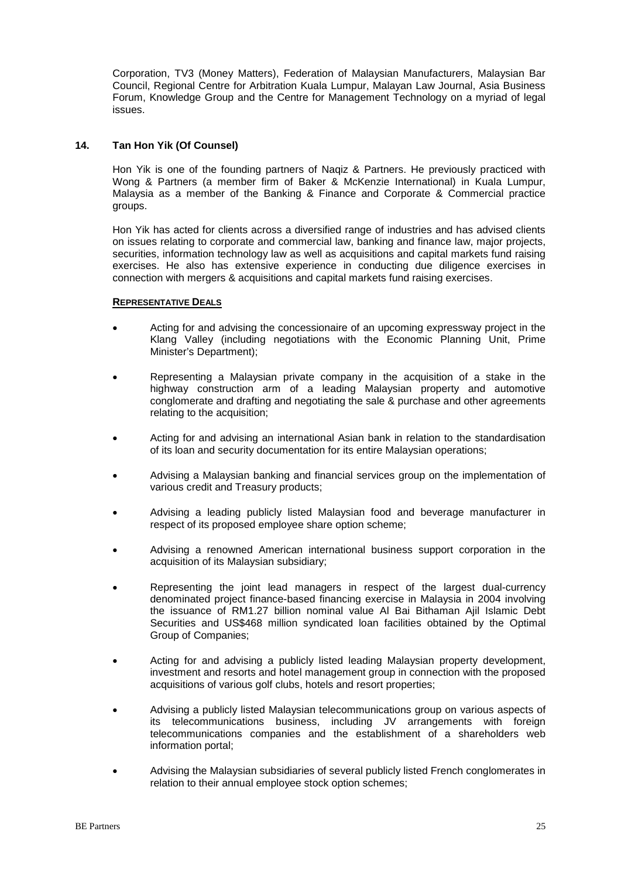Corporation, TV3 (Money Matters), Federation of Malaysian Manufacturers, Malaysian Bar Council, Regional Centre for Arbitration Kuala Lumpur, Malayan Law Journal, Asia Business Forum, Knowledge Group and the Centre for Management Technology on a myriad of legal issues.

## 14. Tan Hon Yik (Of Counsel)

Hon Yik is one of the founding partners of Naqiz & Partners. He previously practiced with Wong & Partners (a member firm of Baker & McKenzie International) in Kuala Lumpur, Malaysia as a member of the Banking & Finance and Corporate & Commercial practice groups.

Hon Yik has acted for clients across a diversified range of industries and has advised clients on issues relating to corporate and commercial law, banking and finance law, major projects, securities, information technology law as well as acquisitions and capital markets fund raising exercises. He also has extensive experience in conducting due diligence exercises in connection with mergers & acquisitions and capital markets fund raising exercises.

**REPRESENTATIVE DEALS**

- Acting for and advising the concessionaire of an upcoming expressway project in the Klang Valley (including negotiations with the Economic Planning Unit, Prime Minister's Department);
- Representing a Malaysian private company in the acquisition of a stake in the highway construction arm of a leading Malaysian property and automotive conglomerate and drafting and negotiating the sale & purchase and other agreements relating to the acquisition;
- Acting for and advising an international Asian bank in relation to the standardisation of its loan and security documentation for its entire Malaysian operations;
- Advising a Malaysian banking and financial services group on the implementation of various credit and Treasury products;
- Advising a leading publicly listed Malaysian food and beverage manufacturer in respect of its proposed employee share option scheme;
- Advising a renowned American international business support corporation in the acquisition of its Malaysian subsidiary;
- Representing the joint lead managers in respect of the largest dual-currency denominated project finance-based financing exercise in Malaysia in 2004 involving the issuance of RM1.27 billion nominal value Al Bai Bithaman Ajil Islamic Debt Securities and US$468 million syndicated loan facilities obtained by the Optimal Group of Companies;
- Acting for and advising a publicly listed leading Malaysian property development, investment and resorts and hotel management group in connection with the proposed acquisitions of various golf clubs, hotels and resort properties;
- Advising a publicly listed Malaysian telecommunications group on various aspects of its telecommunications business, including JV arrangements with foreign telecommunications companies and the establishment of a shareholders web information portal;
- Advising the Malaysian subsidiaries of several publicly listed French conglomerates in relation to their annual employee stock option schemes;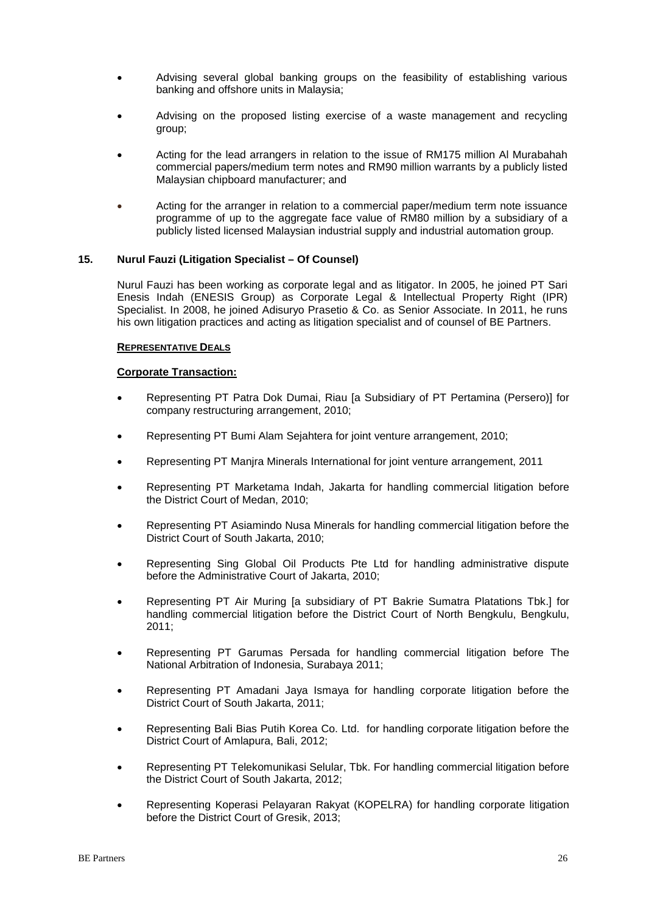- Advising several global banking groups on the feasibility of establishing various banking and offshore units in Malaysia;

- Advising on the proposed listing exercise of a waste management and recycling group;

- Acting for the lead arrangers in relation to the issue of RM175 million Al Murabahah commercial papers/medium term notes and RM90 million warrants by a publicly listed Malaysian chipboard manufacturer; and

- Acting for the arranger in relation to a commercial paper/medium term note issuance programme of up to the aggregate face value of RM80 million by a subsidiary of a publicly listed licensed Malaysian industrial supply and industrial automation group.

**15. Nurul Fauzi (Litigation Specialist – Of Counsel)**

Nurul Fauzi has been working as corporate legal and as litigator. In 2005, he joined PT Sari Enesis Indah (ENESIS Group) as Corporate Legal & Intellectual Property Right (IPR) Specialist. In 2008, he joined Adisuryo Prasetio & Co. as Senior Associate. In 2011, he runs his own litigation practices and acting as litigation specialist and of counsel of BE Partners.

**REPRESENTATIVE DEALS**

**Corporate Transaction:**

- Representing PT Patra Dok Dumai, Riau [a Subsidiary of PT Pertamina (Persero)] for company restructuring arrangement, 2010;

- Representing PT Bumi Alam Sejahtera for joint venture arrangement, 2010;

- Representing PT Manjra Minerals International for joint venture arrangement, 2011

- Representing PT Marketama Indah, Jakarta for handling commercial litigation before the District Court of Medan, 2010;

- Representing PT Asiamindo Nusa Minerals for handling commercial litigation before the District Court of South Jakarta, 2010;

- Representing Sing Global Oil Products Pte Ltd for handling administrative dispute before the Administrative Court of Jakarta, 2010;

- Representing PT Air Muring [a subsidiary of PT Bakrie Sumatra Platations Tbk.] for handling commercial litigation before the District Court of North Bengkulu, Bengkulu, 2011;

- Representing PT Garumas Persada for handling commercial litigation before The National Arbitration of Indonesia, Surabaya 2011;

- Representing PT Amadani Jaya Ismaya for handling corporate litigation before the District Court of South Jakarta, 2011;

- Representing Bali Bias Putih Korea Co. Ltd. for handling corporate litigation before the District Court of Amlapura, Bali, 2012;

- Representing PT Telekomunikasi Selular, Tbk. For handling commercial litigation before the District Court of South Jakarta, 2012;

- Representing Koperasi Pelayaran Rakyat (KOPELRA) for handling corporate litigation before the District Court of Gresik, 2013;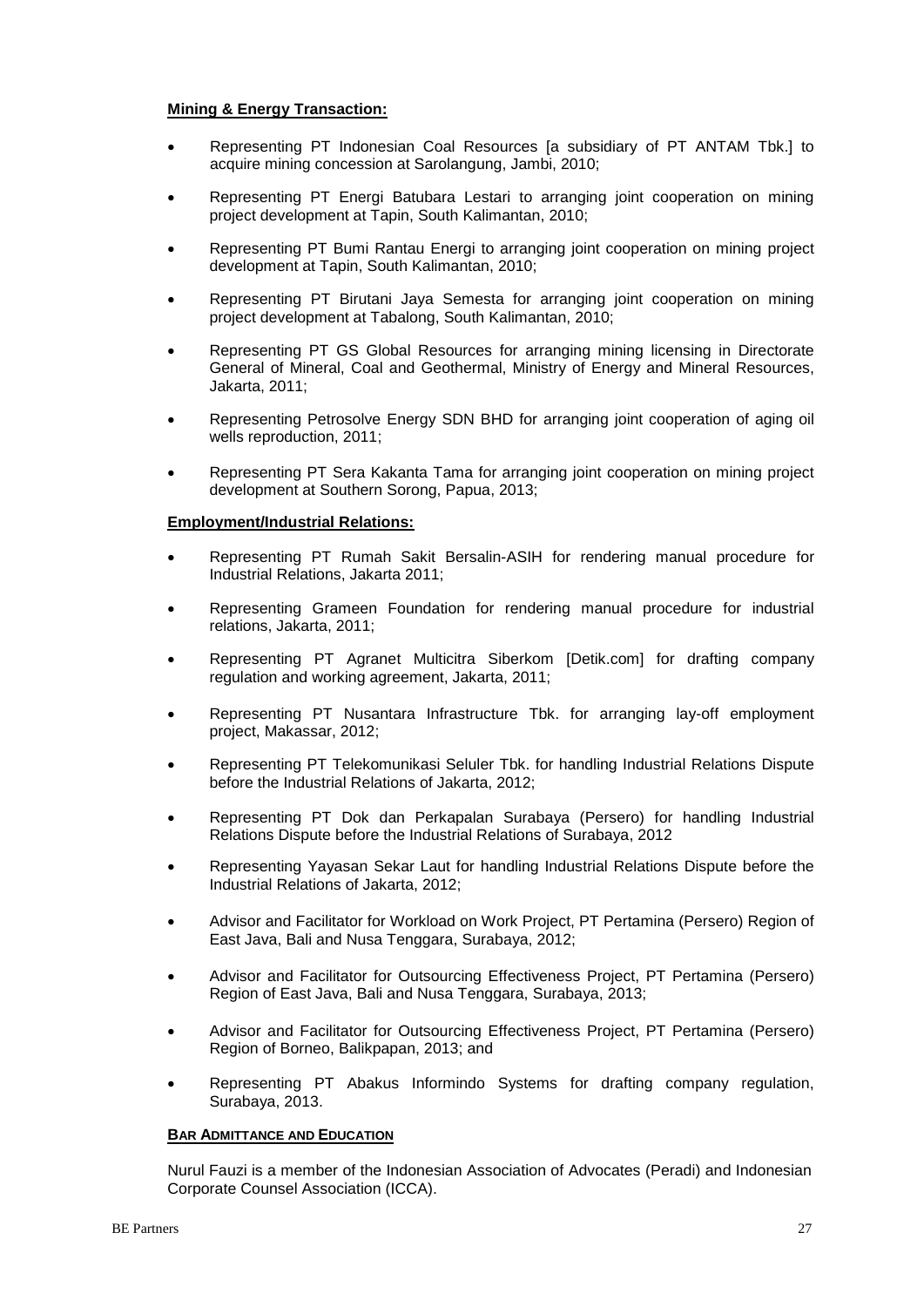**Mining & Energy Transaction:**

- Representing PT Indonesian Coal Resources [a subsidiary of PT ANTAM Tbk.] to acquire mining concession at Sarolangung, Jambi, 2010;
- Representing PT Energi Batubara Lestari to arranging joint cooperation on mining project development at Tapin, South Kalimantan, 2010;
- Representing PT Bumi Rantau Energi to arranging joint cooperation on mining project development at Tapin, South Kalimantan, 2010;
- Representing PT Birutani Jaya Semesta for arranging joint cooperation on mining project development at Tabalong, South Kalimantan, 2010;
- Representing PT GS Global Resources for arranging mining licensing in Directorate General of Mineral, Coal and Geothermal, Ministry of Energy and Mineral Resources, Jakarta, 2011;
- Representing Petrosolve Energy SDN BHD for arranging joint cooperation of aging oil wells reproduction, 2011;
- Representing PT Sera Kakanta Tama for arranging joint cooperation on mining project development at Southern Sorong, Papua, 2013;

**Employment/Industrial Relations:**

- Representing PT Rumah Sakit Bersalin-ASIH for rendering manual procedure for Industrial Relations, Jakarta 2011;
- Representing Grameen Foundation for rendering manual procedure for industrial relations, Jakarta, 2011;
- Representing PT Agranet Multicitra Siberkom [Detik.com] for drafting company regulation and working agreement, Jakarta, 2011;
- Representing PT Nusantara Infrastructure Tbk. for arranging lay-off employment project, Makassar, 2012;
- Representing PT Telekomunikasi Seluler Tbk. for handling Industrial Relations Dispute before the Industrial Relations of Jakarta, 2012;
- Representing PT Dok dan Perkapalan Surabaya (Persero) for handling Industrial Relations Dispute before the Industrial Relations of Surabaya, 2012
- Representing Yayasan Sekar Laut for handling Industrial Relations Dispute before the Industrial Relations of Jakarta, 2012;
- Advisor and Facilitator for Workload on Work Project, PT Pertamina (Persero) Region of East Java, Bali and Nusa Tenggara, Surabaya, 2012;
- Advisor and Facilitator for Outsourcing Effectiveness Project, PT Pertamina (Persero) Region of East Java, Bali and Nusa Tenggara, Surabaya, 2013;
- Advisor and Facilitator for Outsourcing Effectiveness Project, PT Pertamina (Persero) Region of Borneo, Balikpapan, 2013; and
- Representing PT Abakus Informindo Systems for drafting company regulation, Surabaya, 2013.

**BAR ADMITTANCE AND EDUCATION**

Nurul Fauzi is a member of the Indonesian Association of Advocates (Peradi) and Indonesian Corporate Counsel Association (ICCA).